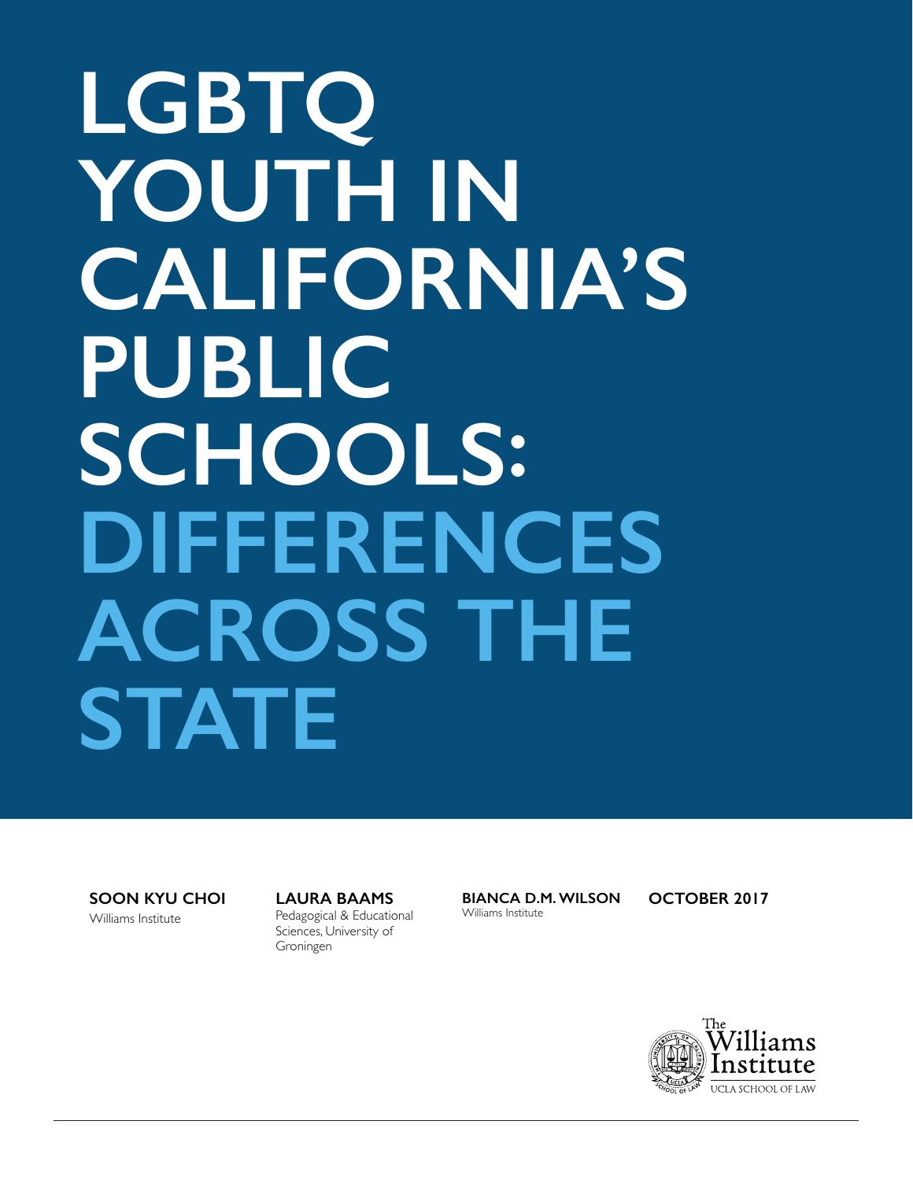# LGBTQ YOUTH IN CALIFORNIA'S PUBLIC SCHOOLS: DIFFERENCES ACROSS THE STATE

**SOON KYU CHOI**
Williams Institute

**LAURA BAAMS**
Pedagogical & Educational Sciences, University of Groningen

**BIANCA D.M. WILSON**
Williams Institute

**OCTOBER 2017**

The Williams Institute
UCLA SCHOOL OF LAW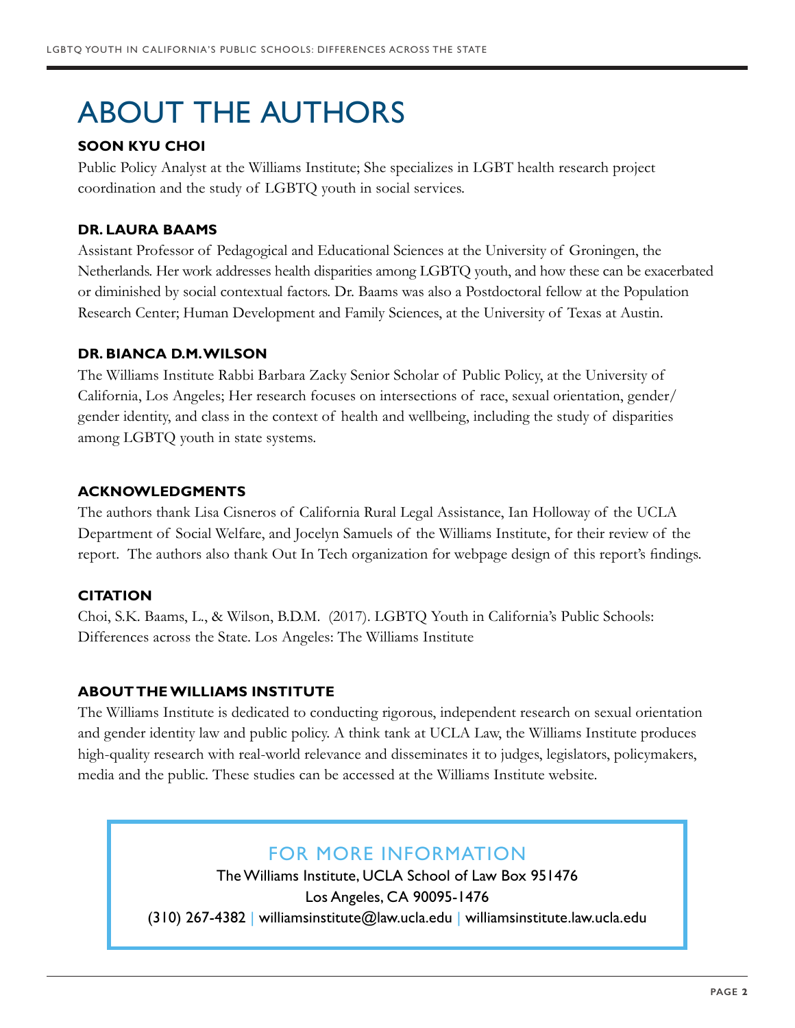# ABOUT THE AUTHORS

### SOON KYU CHOI

Public Policy Analyst at the Williams Institute; She specializes in LGBT health research project coordination and the study of LGBTQ youth in social services.

### DR. LAURA BAAMS

Assistant Professor of Pedagogical and Educational Sciences at the University of Groningen, the Netherlands. Her work addresses health disparities among LGBTQ youth, and how these can be exacerbated or diminished by social contextual factors. Dr. Baams was also a Postdoctoral fellow at the Population Research Center; Human Development and Family Sciences, at the University of Texas at Austin.

### DR. BIANCA D.M. WILSON

The Williams Institute Rabbi Barbara Zacky Senior Scholar of Public Policy, at the University of California, Los Angeles; Her research focuses on intersections of race, sexual orientation, gender/gender identity, and class in the context of health and wellbeing, including the study of disparities among LGBTQ youth in state systems.

### ACKNOWLEDGMENTS

The authors thank Lisa Cisneros of California Rural Legal Assistance, Ian Holloway of the UCLA Department of Social Welfare, and Jocelyn Samuels of the Williams Institute, for their review of the report. The authors also thank Out In Tech organization for webpage design of this report's findings.

### CITATION

Choi, S.K. Baams, L., & Wilson, B.D.M. (2017). LGBTQ Youth in California's Public Schools: Differences across the State. Los Angeles: The Williams Institute

### ABOUT THE WILLIAMS INSTITUTE

The Williams Institute is dedicated to conducting rigorous, independent research on sexual orientation and gender identity law and public policy. A think tank at UCLA Law, the Williams Institute produces high-quality research with real-world relevance and disseminates it to judges, legislators, policymakers, media and the public. These studies can be accessed at the Williams Institute website.

## FOR MORE INFORMATION

The Williams Institute, UCLA School of Law Box 951476
Los Angeles, CA 90095-1476
(310) 267-4382 | williamsinstitute@law.ucla.edu | williamsinstitute.law.ucla.edu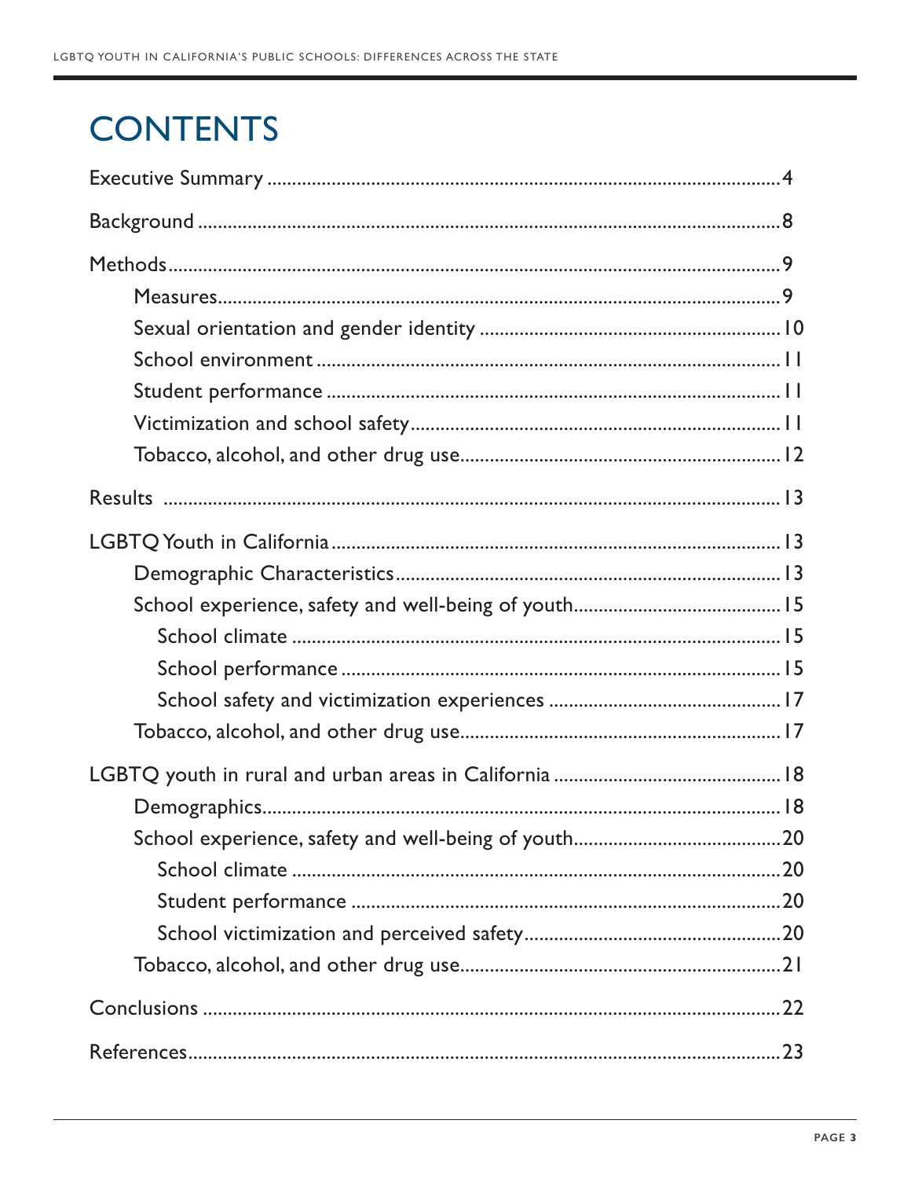# CONTENTS

Executive Summary ....................................................................................................4

Background ...............................................................................................................8

Methods.....................................................................................................................9

- Measures.............................................................................................................9
- Sexual orientation and gender identity ...........................................................10
- School environment ..........................................................................................11
- Student performance ........................................................................................11
- Victimization and school safety.......................................................................11
- Tobacco, alcohol, and other drug use..............................................................12

Results .....................................................................................................................13

LGBTQ Youth in California.....................................................................................13

- Demographic Characteristics............................................................................13
- School experience, safety and well-being of youth........................................15
  - School climate ..............................................................................................15
  - School performance .....................................................................................15
  - School safety and victimization experiences ............................................17
- Tobacco, alcohol, and other drug use..............................................................17

LGBTQ youth in rural and urban areas in California ...........................................18

- Demographics.....................................................................................................18
- School experience, safety and well-being of youth........................................20
  - School climate ..............................................................................................20
  - Student performance ...................................................................................20
  - School victimization and perceived safety..................................................20
- Tobacco, alcohol, and other drug use..............................................................21

Conclusions .............................................................................................................22

References................................................................................................................23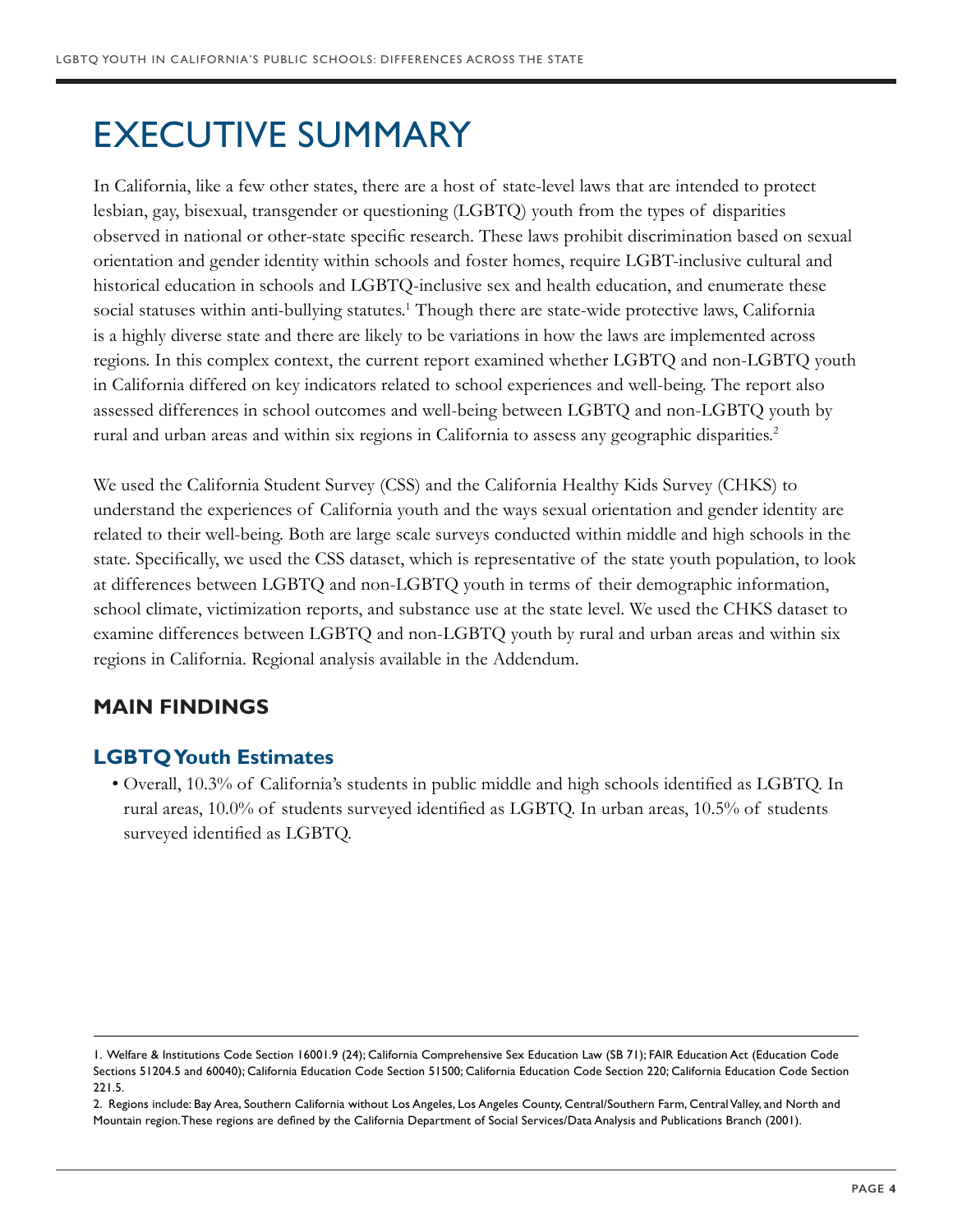# EXECUTIVE SUMMARY

In California, like a few other states, there are a host of state-level laws that are intended to protect lesbian, gay, bisexual, transgender or questioning (LGBTQ) youth from the types of disparities observed in national or other-state specific research. These laws prohibit discrimination based on sexual orientation and gender identity within schools and foster homes, require LGBT-inclusive cultural and historical education in schools and LGBTQ-inclusive sex and health education, and enumerate these social statuses within anti-bullying statutes.[1] Though there are state-wide protective laws, California is a highly diverse state and there are likely to be variations in how the laws are implemented across regions. In this complex context, the current report examined whether LGBTQ and non-LGBTQ youth in California differed on key indicators related to school experiences and well-being. The report also assessed differences in school outcomes and well-being between LGBTQ and non-LGBTQ youth by rural and urban areas and within six regions in California to assess any geographic disparities.[2]

We used the California Student Survey (CSS) and the California Healthy Kids Survey (CHKS) to understand the experiences of California youth and the ways sexual orientation and gender identity are related to their well-being. Both are large scale surveys conducted within middle and high schools in the state. Specifically, we used the CSS dataset, which is representative of the state youth population, to look at differences between LGBTQ and non-LGBTQ youth in terms of their demographic information, school climate, victimization reports, and substance use at the state level. We used the CHKS dataset to examine differences between LGBTQ and non-LGBTQ youth by rural and urban areas and within six regions in California. Regional analysis available in the Addendum.

## MAIN FINDINGS

### LGBTQ Youth Estimates

- Overall, 10.3% of California's students in public middle and high schools identified as LGBTQ. In rural areas, 10.0% of students surveyed identified as LGBTQ. In urban areas, 10.5% of students surveyed identified as LGBTQ.

---

1. Welfare & Institutions Code Section 16001.9 (24); California Comprehensive Sex Education Law (SB 71); FAIR Education Act (Education Code Sections 51204.5 and 60040); California Education Code Section 51500; California Education Code Section 220; California Education Code Section 221.5.

2. Regions include: Bay Area, Southern California without Los Angeles, Los Angeles County, Central/Southern Farm, Central Valley, and North and Mountain region. These regions are defined by the California Department of Social Services/Data Analysis and Publications Branch (2001).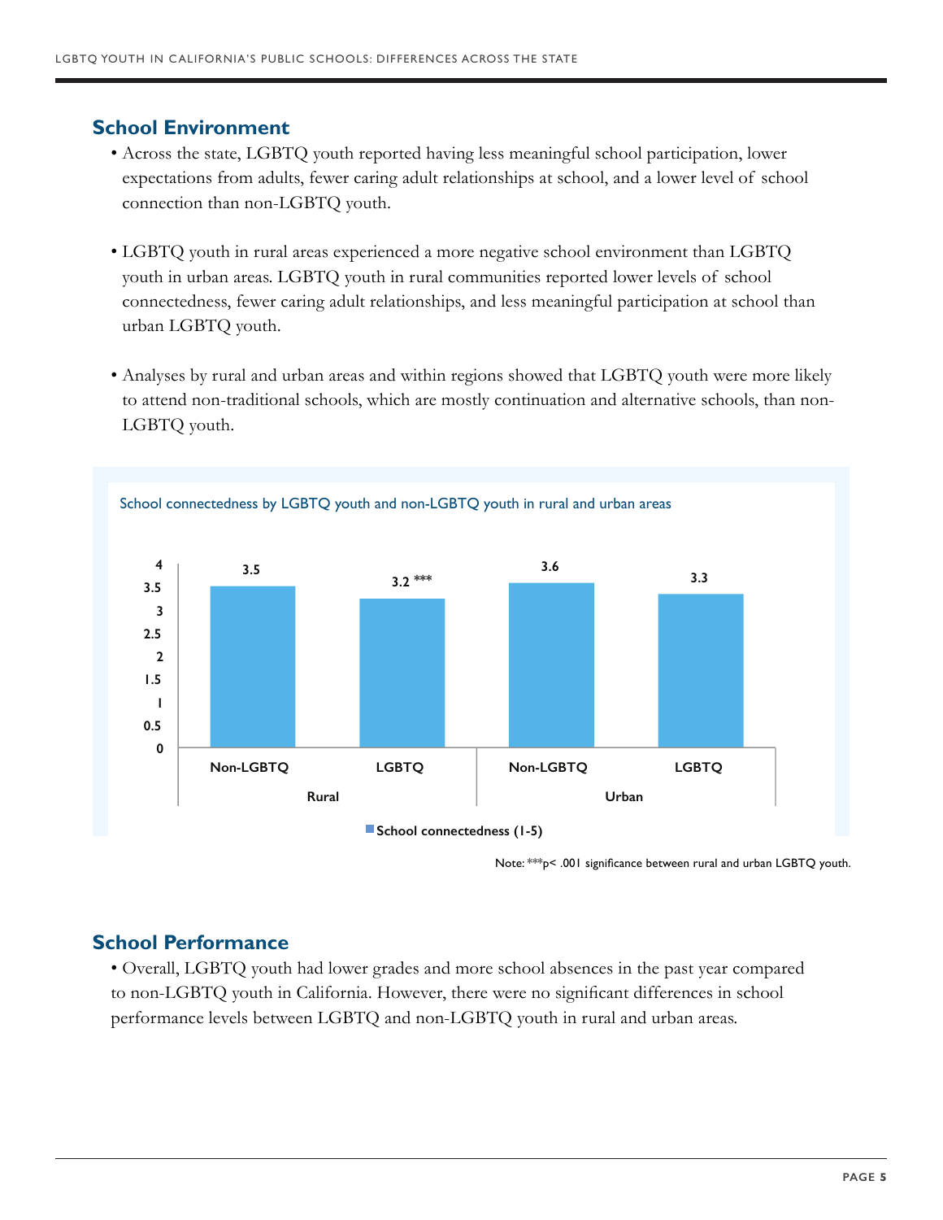## School Environment

- Across the state, LGBTQ youth reported having less meaningful school participation, lower expectations from adults, fewer caring adult relationships at school, and a lower level of school connection than non-LGBTQ youth.

- LGBTQ youth in rural areas experienced a more negative school environment than LGBTQ youth in urban areas. LGBTQ youth in rural communities reported lower levels of school connectedness, fewer caring adult relationships, and less meaningful participation at school than urban LGBTQ youth.

- Analyses by rural and urban areas and within regions showed that LGBTQ youth were more likely to attend non-traditional schools, which are mostly continuation and alternative schools, than non-LGBTQ youth.

School connectedness by LGBTQ youth and non-LGBTQ youth in rural and urban areas

| Area | Group | School connectedness (1-5) |
|---|---|---|
| Rural | Non-LGBTQ | 3.5 |
| Rural | LGBTQ | 3.2 *** |
| Urban | Non-LGBTQ | 3.6 |
| Urban | LGBTQ | 3.3 |

Note: ***$p < .001$ significance between rural and urban LGBTQ youth.

## School Performance

- Overall, LGBTQ youth had lower grades and more school absences in the past year compared to non-LGBTQ youth in California. However, there were no significant differences in school performance levels between LGBTQ and non-LGBTQ youth in rural and urban areas.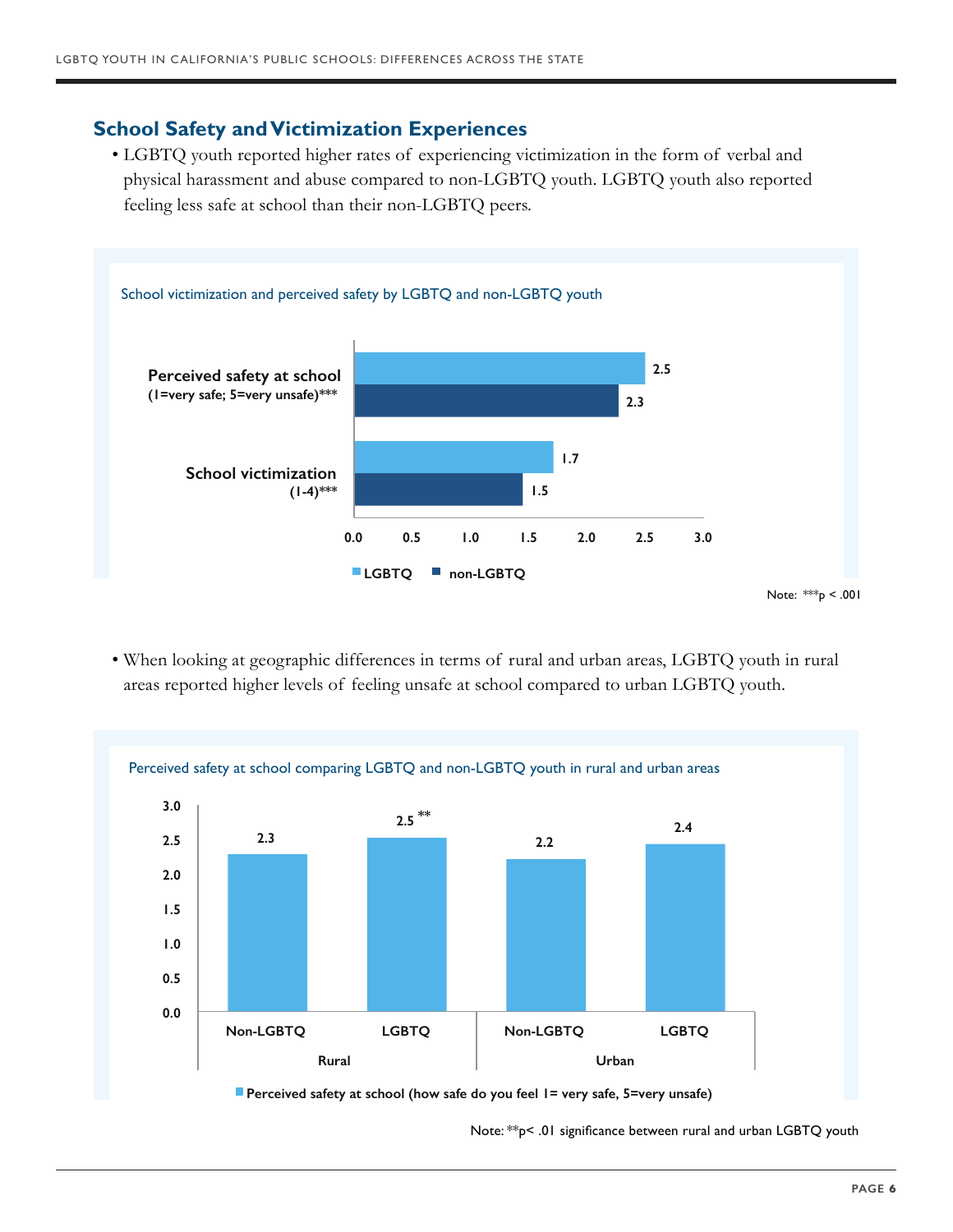## School Safety and Victimization Experiences

- LGBTQ youth reported higher rates of experiencing victimization in the form of verbal and physical harassment and abuse compared to non-LGBTQ youth. LGBTQ youth also reported feeling less safe at school than their non-LGBTQ peers.

School victimization and perceived safety by LGBTQ and non-LGBTQ youth

| | LGBTQ | non-LGBTQ |
|---|---|---|
| Perceived safety at school (1=very safe; 5=very unsafe)*** | 2.5 | 2.3 |
| School victimization (1-4)*** | 1.7 | 1.5 |

Note: ***$p < .001$

- When looking at geographic differences in terms of rural and urban areas, LGBTQ youth in rural areas reported higher levels of feeling unsafe at school compared to urban LGBTQ youth.

Perceived safety at school comparing LGBTQ and non-LGBTQ youth in rural and urban areas

| | Rural | | Urban | |
|---|---|---|---|---|
| | Non-LGBTQ | LGBTQ | Non-LGBTQ | LGBTQ |
| Perceived safety at school (how safe do you feel 1= very safe, 5=very unsafe) | 2.3 | 2.5 ** | 2.2 | 2.4 |

Note: **$p < .01$ significance between rural and urban LGBTQ youth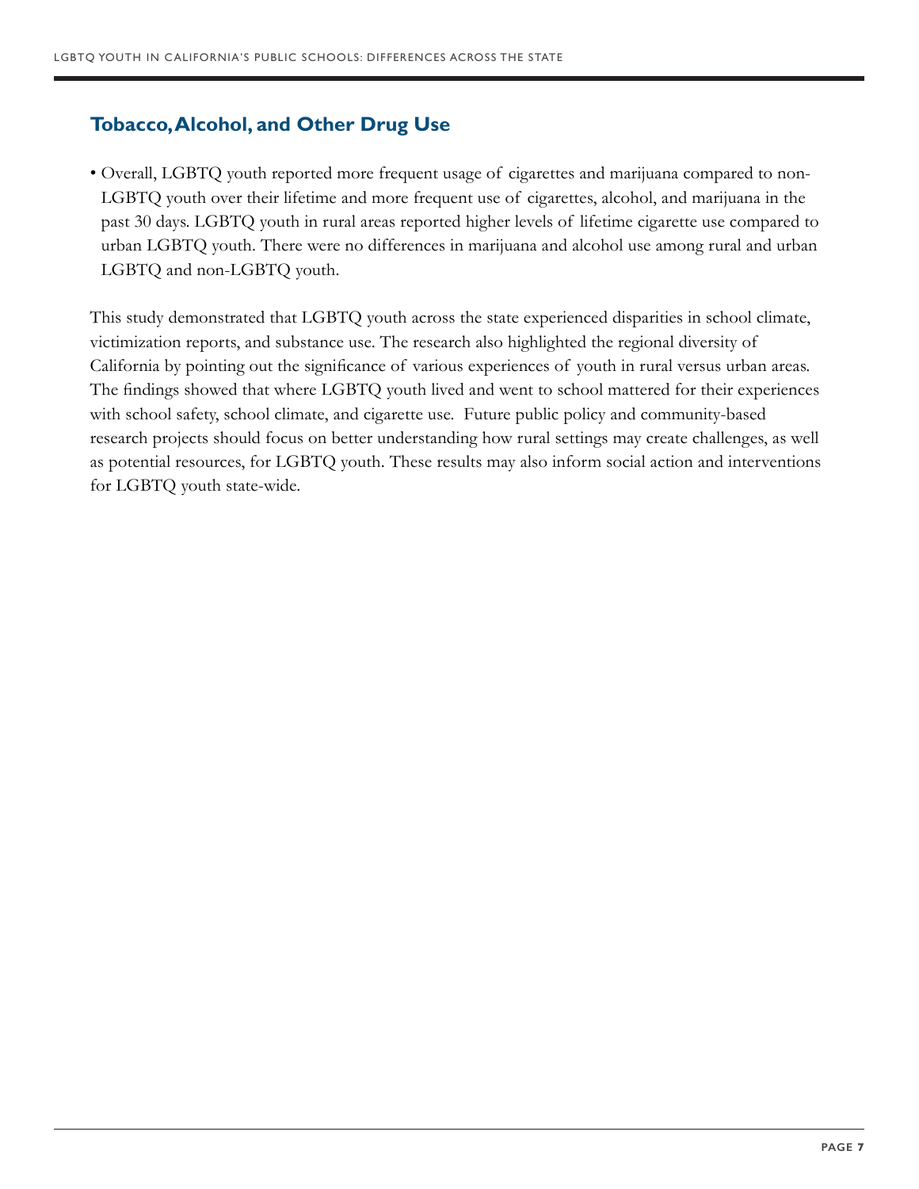### Tobacco, Alcohol, and Other Drug Use

- Overall, LGBTQ youth reported more frequent usage of cigarettes and marijuana compared to non-LGBTQ youth over their lifetime and more frequent use of cigarettes, alcohol, and marijuana in the past 30 days. LGBTQ youth in rural areas reported higher levels of lifetime cigarette use compared to urban LGBTQ youth. There were no differences in marijuana and alcohol use among rural and urban LGBTQ and non-LGBTQ youth.

This study demonstrated that LGBTQ youth across the state experienced disparities in school climate, victimization reports, and substance use. The research also highlighted the regional diversity of California by pointing out the significance of various experiences of youth in rural versus urban areas. The findings showed that where LGBTQ youth lived and went to school mattered for their experiences with school safety, school climate, and cigarette use. Future public policy and community-based research projects should focus on better understanding how rural settings may create challenges, as well as potential resources, for LGBTQ youth. These results may also inform social action and interventions for LGBTQ youth state-wide.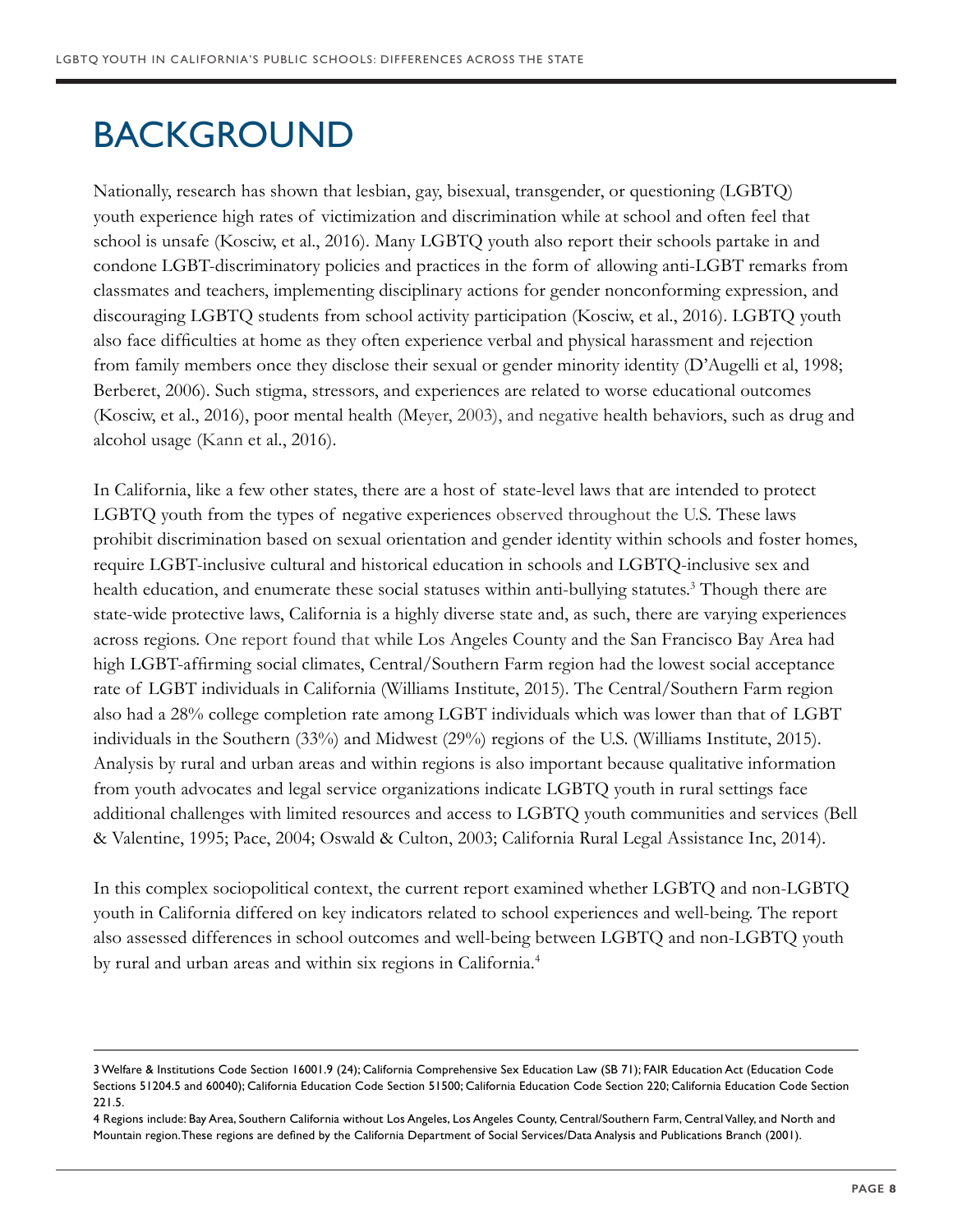# BACKGROUND

Nationally, research has shown that lesbian, gay, bisexual, transgender, or questioning (LGBTQ) youth experience high rates of victimization and discrimination while at school and often feel that school is unsafe (Kosciw, et al., 2016). Many LGBTQ youth also report their schools partake in and condone LGBT-discriminatory policies and practices in the form of allowing anti-LGBT remarks from classmates and teachers, implementing disciplinary actions for gender nonconforming expression, and discouraging LGBTQ students from school activity participation (Kosciw, et al., 2016). LGBTQ youth also face difficulties at home as they often experience verbal and physical harassment and rejection from family members once they disclose their sexual or gender minority identity (D'Augelli et al, 1998; Berberet, 2006). Such stigma, stressors, and experiences are related to worse educational outcomes (Kosciw, et al., 2016), poor mental health (Meyer, 2003), and negative health behaviors, such as drug and alcohol usage (Kann et al., 2016).

In California, like a few other states, there are a host of state-level laws that are intended to protect LGBTQ youth from the types of negative experiences observed throughout the U.S. These laws prohibit discrimination based on sexual orientation and gender identity within schools and foster homes, require LGBT-inclusive cultural and historical education in schools and LGBTQ-inclusive sex and health education, and enumerate these social statuses within anti-bullying statutes.[3] Though there are state-wide protective laws, California is a highly diverse state and, as such, there are varying experiences across regions. One report found that while Los Angeles County and the San Francisco Bay Area had high LGBT-affirming social climates, Central/Southern Farm region had the lowest social acceptance rate of LGBT individuals in California (Williams Institute, 2015). The Central/Southern Farm region also had a 28% college completion rate among LGBT individuals which was lower than that of LGBT individuals in the Southern (33%) and Midwest (29%) regions of the U.S. (Williams Institute, 2015). Analysis by rural and urban areas and within regions is also important because qualitative information from youth advocates and legal service organizations indicate LGBTQ youth in rural settings face additional challenges with limited resources and access to LGBTQ youth communities and services (Bell & Valentine, 1995; Pace, 2004; Oswald & Culton, 2003; California Rural Legal Assistance Inc, 2014).

In this complex sociopolitical context, the current report examined whether LGBTQ and non-LGBTQ youth in California differed on key indicators related to school experiences and well-being. The report also assessed differences in school outcomes and well-being between LGBTQ and non-LGBTQ youth by rural and urban areas and within six regions in California.[4]

---

3 Welfare & Institutions Code Section 16001.9 (24); California Comprehensive Sex Education Law (SB 71); FAIR Education Act (Education Code Sections 51204.5 and 60040); California Education Code Section 51500; California Education Code Section 220; California Education Code Section 221.5.

4 Regions include: Bay Area, Southern California without Los Angeles, Los Angeles County, Central/Southern Farm, Central Valley, and North and Mountain region. These regions are defined by the California Department of Social Services/Data Analysis and Publications Branch (2001).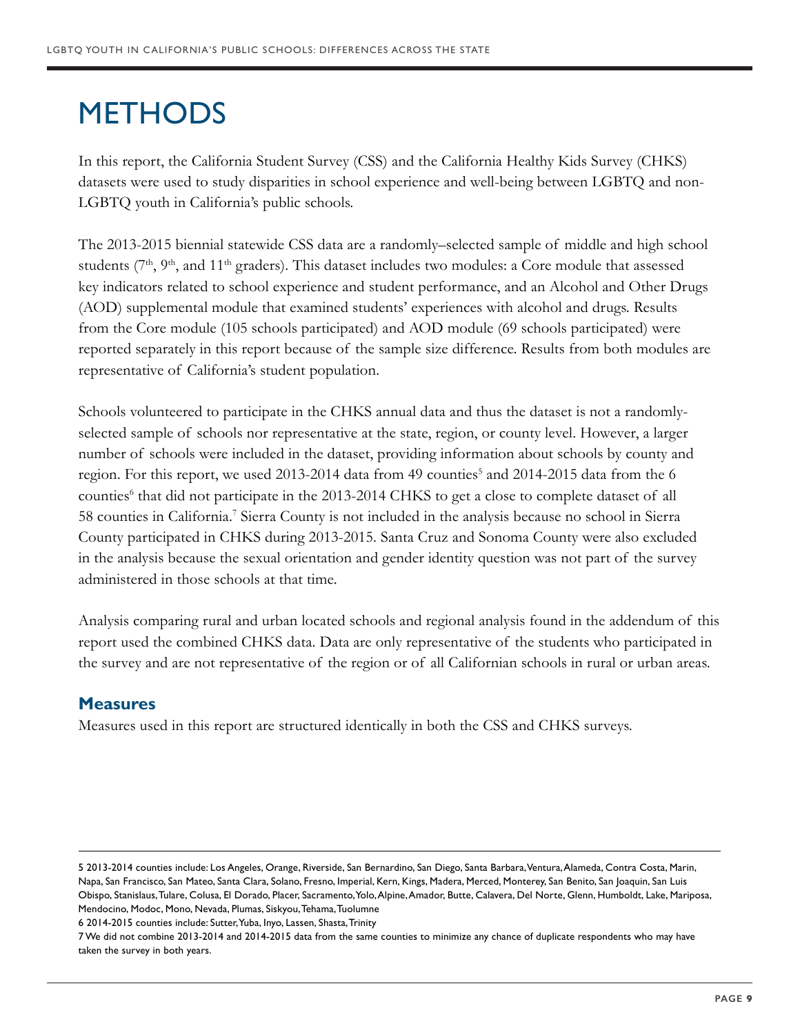# METHODS

In this report, the California Student Survey (CSS) and the California Healthy Kids Survey (CHKS) datasets were used to study disparities in school experience and well-being between LGBTQ and non-LGBTQ youth in California's public schools.

The 2013-2015 biennial statewide CSS data are a randomly–selected sample of middle and high school students (7th, 9th, and 11th graders). This dataset includes two modules: a Core module that assessed key indicators related to school experience and student performance, and an Alcohol and Other Drugs (AOD) supplemental module that examined students' experiences with alcohol and drugs. Results from the Core module (105 schools participated) and AOD module (69 schools participated) were reported separately in this report because of the sample size difference. Results from both modules are representative of California's student population.

Schools volunteered to participate in the CHKS annual data and thus the dataset is not a randomly-selected sample of schools nor representative at the state, region, or county level. However, a larger number of schools were included in the dataset, providing information about schools by county and region. For this report, we used 2013-2014 data from 49 counties[5] and 2014-2015 data from the 6 counties[6] that did not participate in the 2013-2014 CHKS to get a close to complete dataset of all 58 counties in California.[7] Sierra County is not included in the analysis because no school in Sierra County participated in CHKS during 2013-2015. Santa Cruz and Sonoma County were also excluded in the analysis because the sexual orientation and gender identity question was not part of the survey administered in those schools at that time.

Analysis comparing rural and urban located schools and regional analysis found in the addendum of this report used the combined CHKS data. Data are only representative of the students who participated in the survey and are not representative of the region or of all Californian schools in rural or urban areas.

## Measures

Measures used in this report are structured identically in both the CSS and CHKS surveys.

---

5 2013-2014 counties include: Los Angeles, Orange, Riverside, San Bernardino, San Diego, Santa Barbara, Ventura, Alameda, Contra Costa, Marin, Napa, San Francisco, San Mateo, Santa Clara, Solano, Fresno, Imperial, Kern, Kings, Madera, Merced, Monterey, San Benito, San Joaquin, San Luis Obispo, Stanislaus, Tulare, Colusa, El Dorado, Placer, Sacramento, Yolo, Alpine, Amador, Butte, Calavera, Del Norte, Glenn, Humboldt, Lake, Mariposa, Mendocino, Modoc, Mono, Nevada, Plumas, Siskyou, Tehama, Tuolumne

6 2014-2015 counties include: Sutter, Yuba, Inyo, Lassen, Shasta, Trinity

7 We did not combine 2013-2014 and 2014-2015 data from the same counties to minimize any chance of duplicate respondents who may have taken the survey in both years.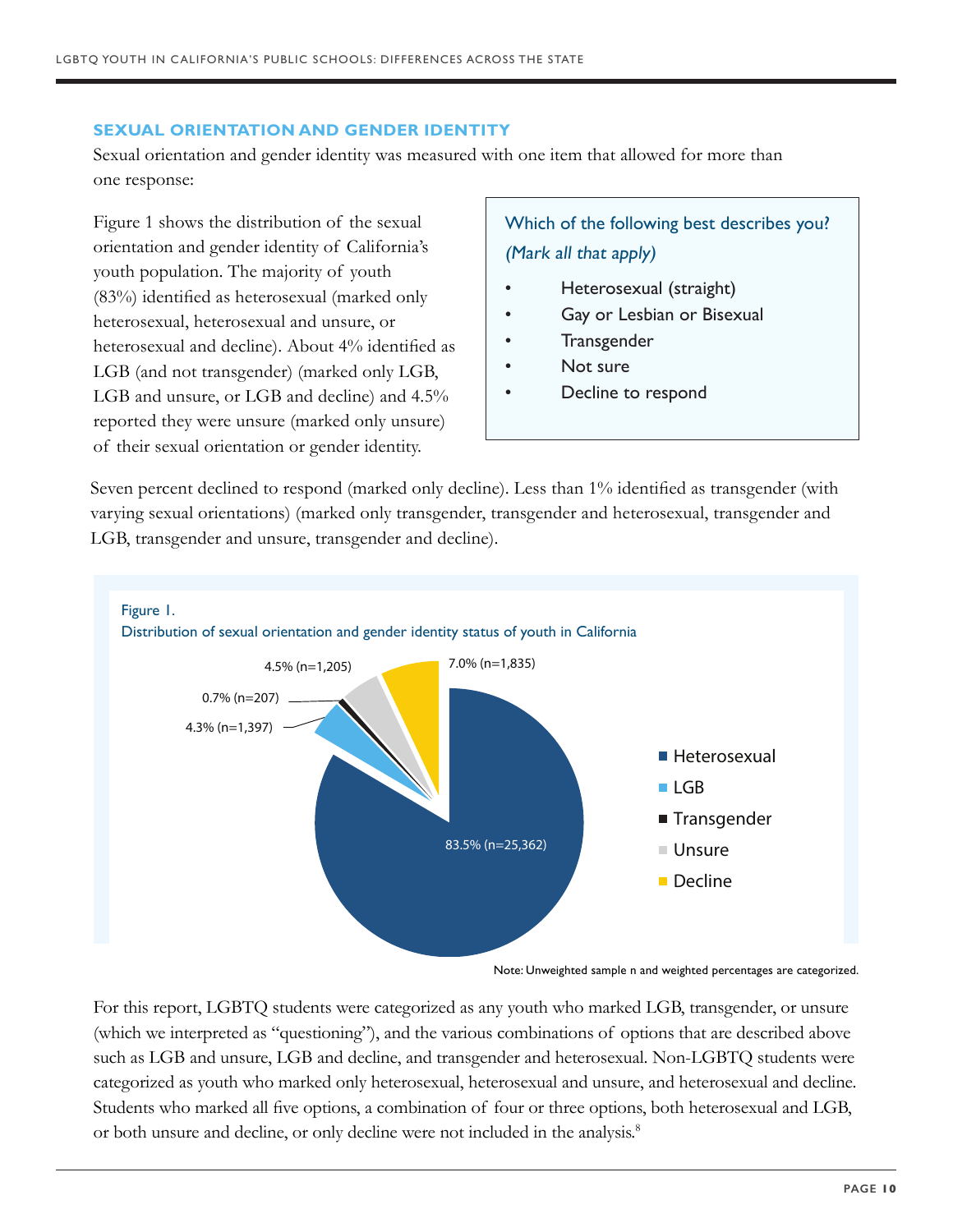## SEXUAL ORIENTATION AND GENDER IDENTITY

Sexual orientation and gender identity was measured with one item that allowed for more than one response:

> Which of the following best describes you?
> *(Mark all that apply)*
>
> - Heterosexual (straight)
> - Gay or Lesbian or Bisexual
> - Transgender
> - Not sure
> - Decline to respond

Figure 1 shows the distribution of the sexual orientation and gender identity of California's youth population. The majority of youth (83%) identified as heterosexual (marked only heterosexual, heterosexual and unsure, or heterosexual and decline). About 4% identified as LGB (and not transgender) (marked only LGB, LGB and unsure, or LGB and decline) and 4.5% reported they were unsure (marked only unsure) of their sexual orientation or gender identity.

Seven percent declined to respond (marked only decline). Less than 1% identified as transgender (with varying sexual orientations) (marked only transgender, transgender and heterosexual, transgender and LGB, transgender and unsure, transgender and decline).

Figure 1.
Distribution of sexual orientation and gender identity status of youth in California

| Category | Percentage (n) |
|---|---|
| Heterosexual | 83.5% (n=25,362) |
| LGB | 4.3% (n=1,397) |
| Transgender | 0.7% (n=207) |
| Unsure | 4.5% (n=1,205) |
| Decline | 7.0% (n=1,835) |

Note: Unweighted sample n and weighted percentages are categorized.

For this report, LGBTQ students were categorized as any youth who marked LGB, transgender, or unsure (which we interpreted as "questioning"), and the various combinations of options that are described above such as LGB and unsure, LGB and decline, and transgender and heterosexual. Non-LGBTQ students were categorized as youth who marked only heterosexual, heterosexual and unsure, and heterosexual and decline. Students who marked all five options, a combination of four or three options, both heterosexual and LGB, or both unsure and decline, or only decline were not included in the analysis.[8]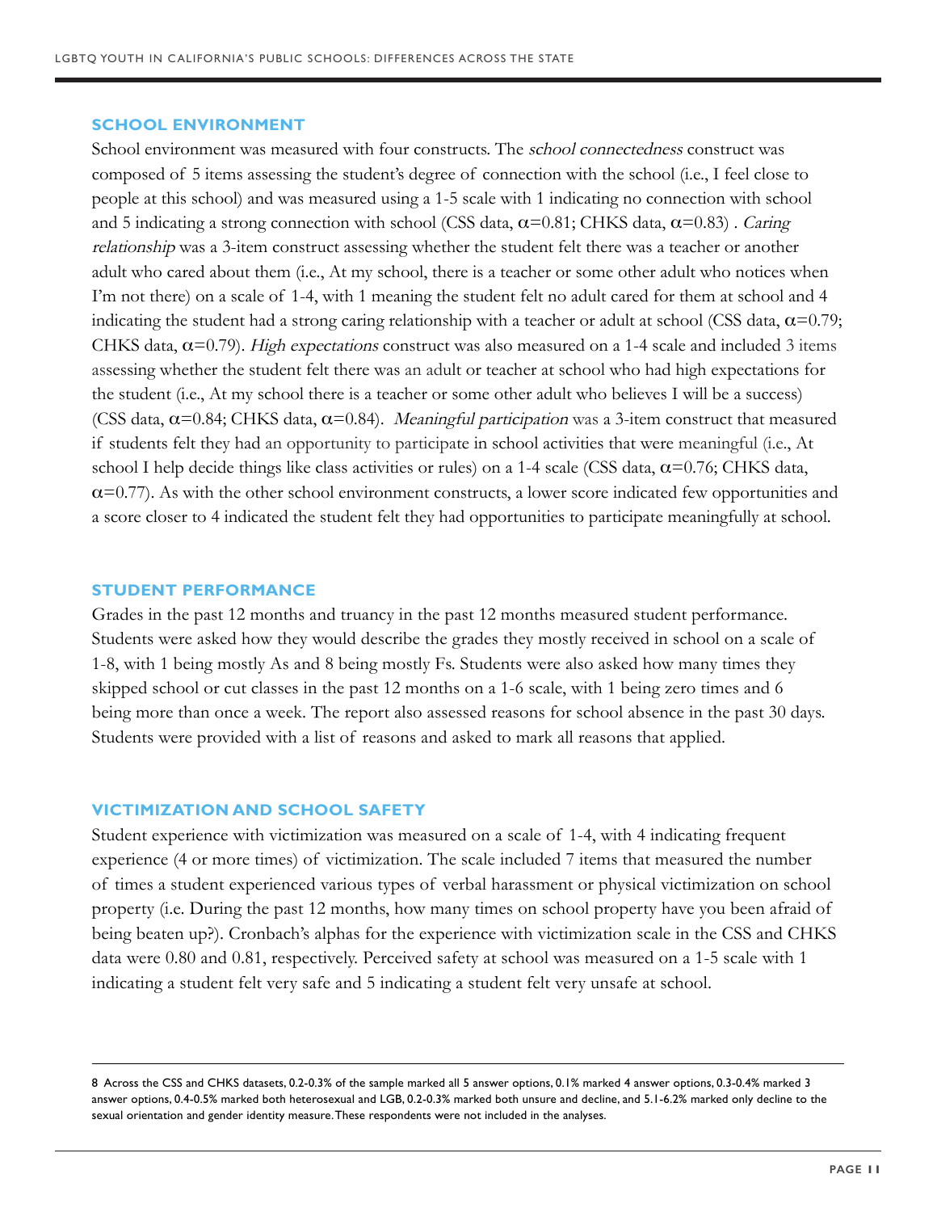## SCHOOL ENVIRONMENT

School environment was measured with four constructs. The *school connectedness* construct was composed of 5 items assessing the student's degree of connection with the school (i.e., I feel close to people at this school) and was measured using a 1-5 scale with 1 indicating no connection with school and 5 indicating a strong connection with school (CSS data, $\alpha$=0.81; CHKS data, $\alpha$=0.83) . *Caring relationship* was a 3-item construct assessing whether the student felt there was a teacher or another adult who cared about them (i.e., At my school, there is a teacher or some other adult who notices when I'm not there) on a scale of 1-4, with 1 meaning the student felt no adult cared for them at school and 4 indicating the student had a strong caring relationship with a teacher or adult at school (CSS data, $\alpha$=0.79; CHKS data, $\alpha$=0.79). *High expectations* construct was also measured on a 1-4 scale and included 3 items assessing whether the student felt there was an adult or teacher at school who had high expectations for the student (i.e., At my school there is a teacher or some other adult who believes I will be a success) (CSS data, $\alpha$=0.84; CHKS data, $\alpha$=0.84). *Meaningful participation* was a 3-item construct that measured if students felt they had an opportunity to participate in school activities that were meaningful (i.e., At school I help decide things like class activities or rules) on a 1-4 scale (CSS data, $\alpha$=0.76; CHKS data, $\alpha$=0.77). As with the other school environment constructs, a lower score indicated few opportunities and a score closer to 4 indicated the student felt they had opportunities to participate meaningfully at school.

## STUDENT PERFORMANCE

Grades in the past 12 months and truancy in the past 12 months measured student performance. Students were asked how they would describe the grades they mostly received in school on a scale of 1-8, with 1 being mostly As and 8 being mostly Fs. Students were also asked how many times they skipped school or cut classes in the past 12 months on a 1-6 scale, with 1 being zero times and 6 being more than once a week. The report also assessed reasons for school absence in the past 30 days. Students were provided with a list of reasons and asked to mark all reasons that applied.

## VICTIMIZATION AND SCHOOL SAFETY

Student experience with victimization was measured on a scale of 1-4, with 4 indicating frequent experience (4 or more times) of victimization. The scale included 7 items that measured the number of times a student experienced various types of verbal harassment or physical victimization on school property (i.e. During the past 12 months, how many times on school property have you been afraid of being beaten up?). Cronbach's alphas for the experience with victimization scale in the CSS and CHKS data were 0.80 and 0.81, respectively. Perceived safety at school was measured on a 1-5 scale with 1 indicating a student felt very safe and 5 indicating a student felt very unsafe at school.

---

8 Across the CSS and CHKS datasets, 0.2-0.3% of the sample marked all 5 answer options, 0.1% marked 4 answer options, 0.3-0.4% marked 3 answer options, 0.4-0.5% marked both heterosexual and LGB, 0.2-0.3% marked both unsure and decline, and 5.1-6.2% marked only decline to the sexual orientation and gender identity measure. These respondents were not included in the analyses.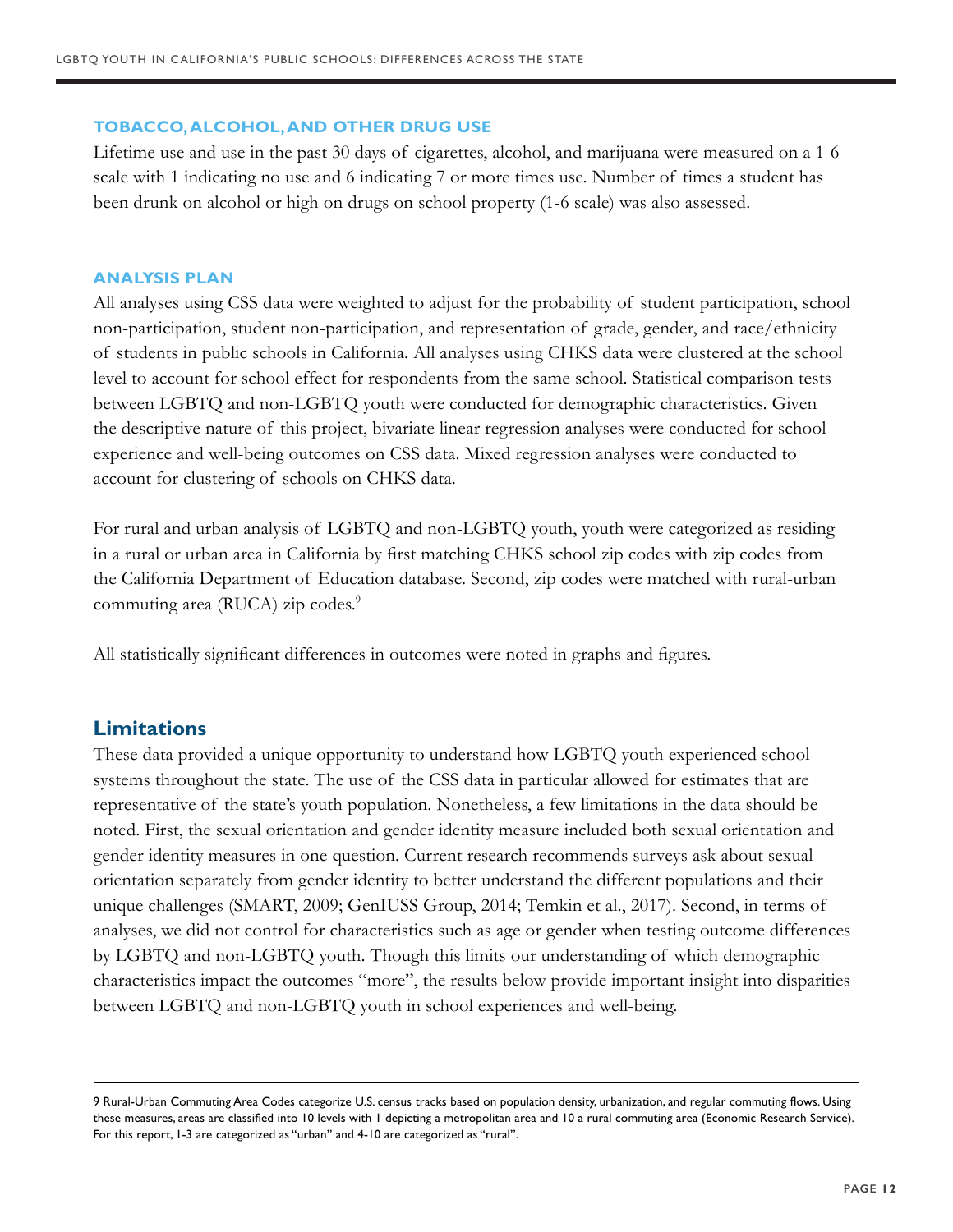### TOBACCO, ALCOHOL, AND OTHER DRUG USE

Lifetime use and use in the past 30 days of cigarettes, alcohol, and marijuana were measured on a 1-6 scale with 1 indicating no use and 6 indicating 7 or more times use. Number of times a student has been drunk on alcohol or high on drugs on school property (1-6 scale) was also assessed.

### ANALYSIS PLAN

All analyses using CSS data were weighted to adjust for the probability of student participation, school non-participation, student non-participation, and representation of grade, gender, and race/ethnicity of students in public schools in California. All analyses using CHKS data were clustered at the school level to account for school effect for respondents from the same school. Statistical comparison tests between LGBTQ and non-LGBTQ youth were conducted for demographic characteristics. Given the descriptive nature of this project, bivariate linear regression analyses were conducted for school experience and well-being outcomes on CSS data. Mixed regression analyses were conducted to account for clustering of schools on CHKS data.

For rural and urban analysis of LGBTQ and non-LGBTQ youth, youth were categorized as residing in a rural or urban area in California by first matching CHKS school zip codes with zip codes from the California Department of Education database. Second, zip codes were matched with rural-urban commuting area (RUCA) zip codes.[9]

All statistically significant differences in outcomes were noted in graphs and figures.

## Limitations

These data provided a unique opportunity to understand how LGBTQ youth experienced school systems throughout the state. The use of the CSS data in particular allowed for estimates that are representative of the state's youth population. Nonetheless, a few limitations in the data should be noted. First, the sexual orientation and gender identity measure included both sexual orientation and gender identity measures in one question. Current research recommends surveys ask about sexual orientation separately from gender identity to better understand the different populations and their unique challenges (SMART, 2009; GenIUSS Group, 2014; Temkin et al., 2017). Second, in terms of analyses, we did not control for characteristics such as age or gender when testing outcome differences by LGBTQ and non-LGBTQ youth. Though this limits our understanding of which demographic characteristics impact the outcomes "more", the results below provide important insight into disparities between LGBTQ and non-LGBTQ youth in school experiences and well-being.

---

9 Rural-Urban Commuting Area Codes categorize U.S. census tracks based on population density, urbanization, and regular commuting flows. Using these measures, areas are classified into 10 levels with 1 depicting a metropolitan area and 10 a rural commuting area (Economic Research Service). For this report, 1-3 are categorized as "urban" and 4-10 are categorized as "rural".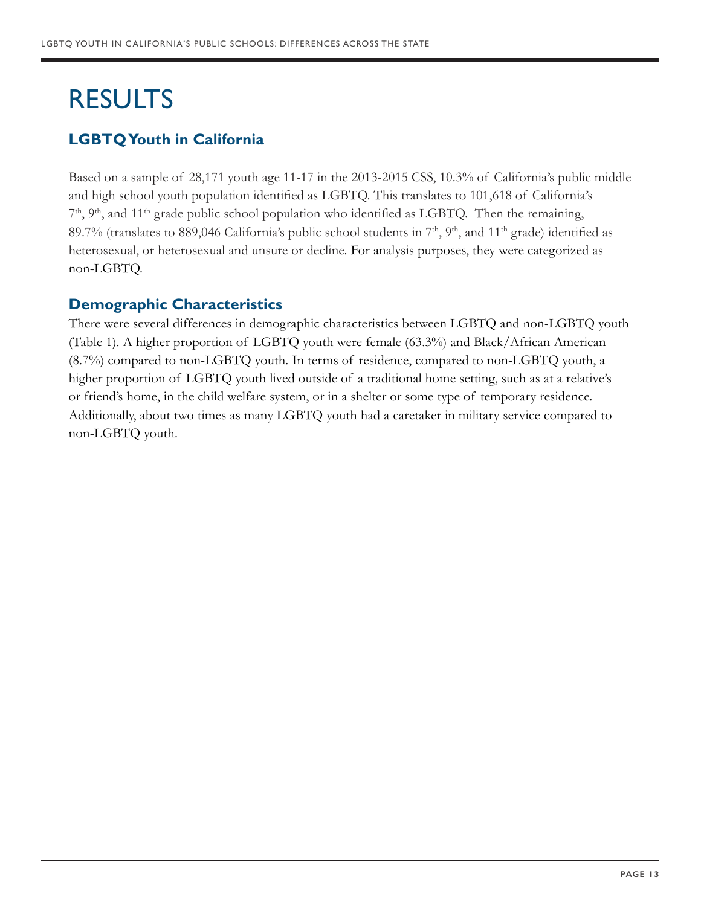# RESULTS

## LGBTQ Youth in California

Based on a sample of 28,171 youth age 11-17 in the 2013-2015 CSS, 10.3% of California's public middle and high school youth population identified as LGBTQ. This translates to 101,618 of California's 7th, 9th, and 11th grade public school population who identified as LGBTQ. Then the remaining, 89.7% (translates to 889,046 California's public school students in 7th, 9th, and 11th grade) identified as heterosexual, or heterosexual and unsure or decline. For analysis purposes, they were categorized as non-LGBTQ.

## Demographic Characteristics

There were several differences in demographic characteristics between LGBTQ and non-LGBTQ youth (Table 1). A higher proportion of LGBTQ youth were female (63.3%) and Black/African American (8.7%) compared to non-LGBTQ youth. In terms of residence, compared to non-LGBTQ youth, a higher proportion of LGBTQ youth lived outside of a traditional home setting, such as at a relative's or friend's home, in the child welfare system, or in a shelter or some type of temporary residence. Additionally, about two times as many LGBTQ youth had a caretaker in military service compared to non-LGBTQ youth.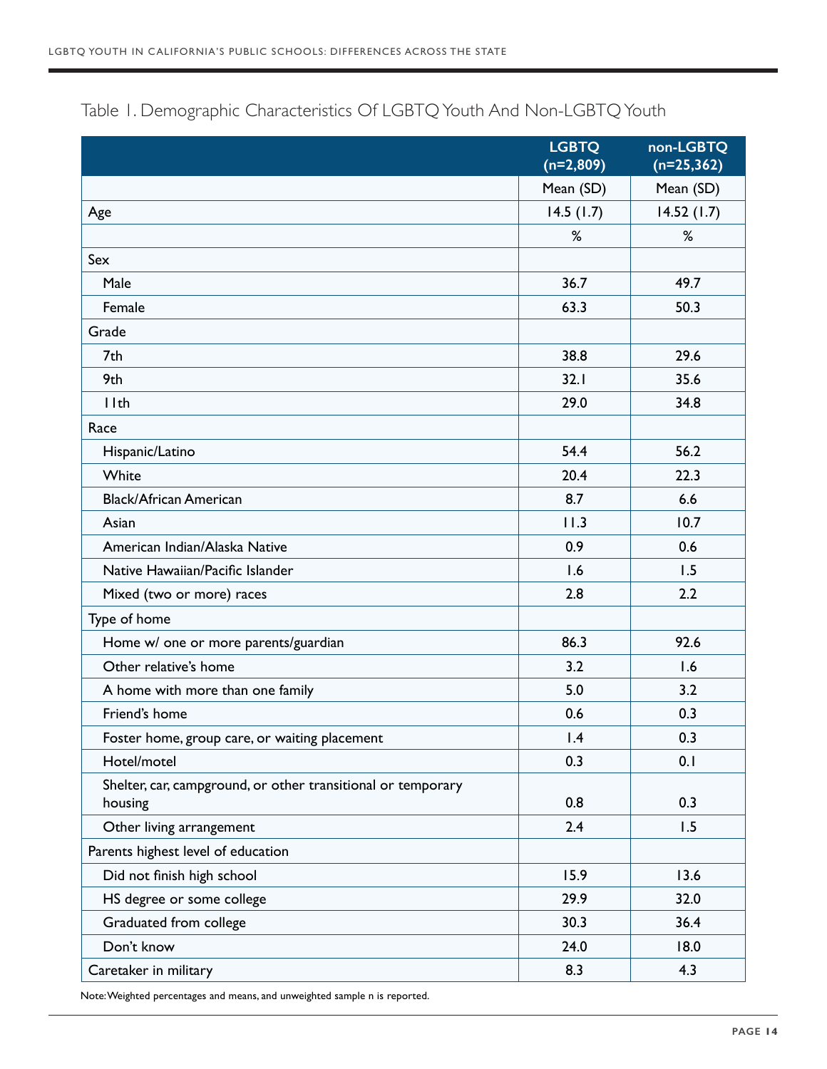Table 1. Demographic Characteristics Of LGBTQ Youth And Non-LGBTQ Youth

| | LGBTQ (n=2,809) | non-LGBTQ (n=25,362) |
|---|---|---|
| | Mean (SD) | Mean (SD) |
| Age | 14.5 (1.7) | 14.52 (1.7) |
| | % | % |
| Sex | | |
| Male | 36.7 | 49.7 |
| Female | 63.3 | 50.3 |
| Grade | | |
| 7th | 38.8 | 29.6 |
| 9th | 32.1 | 35.6 |
| 11th | 29.0 | 34.8 |
| Race | | |
| Hispanic/Latino | 54.4 | 56.2 |
| White | 20.4 | 22.3 |
| Black/African American | 8.7 | 6.6 |
| Asian | 11.3 | 10.7 |
| American Indian/Alaska Native | 0.9 | 0.6 |
| Native Hawaiian/Pacific Islander | 1.6 | 1.5 |
| Mixed (two or more) races | 2.8 | 2.2 |
| Type of home | | |
| Home w/ one or more parents/guardian | 86.3 | 92.6 |
| Other relative's home | 3.2 | 1.6 |
| A home with more than one family | 5.0 | 3.2 |
| Friend's home | 0.6 | 0.3 |
| Foster home, group care, or waiting placement | 1.4 | 0.3 |
| Hotel/motel | 0.3 | 0.1 |
| Shelter, car, campground, or other transitional or temporary housing | 0.8 | 0.3 |
| Other living arrangement | 2.4 | 1.5 |
| Parents highest level of education | | |
| Did not finish high school | 15.9 | 13.6 |
| HS degree or some college | 29.9 | 32.0 |
| Graduated from college | 30.3 | 36.4 |
| Don't know | 24.0 | 18.0 |
| Caretaker in military | 8.3 | 4.3 |

Note: Weighted percentages and means, and unweighted sample n is reported.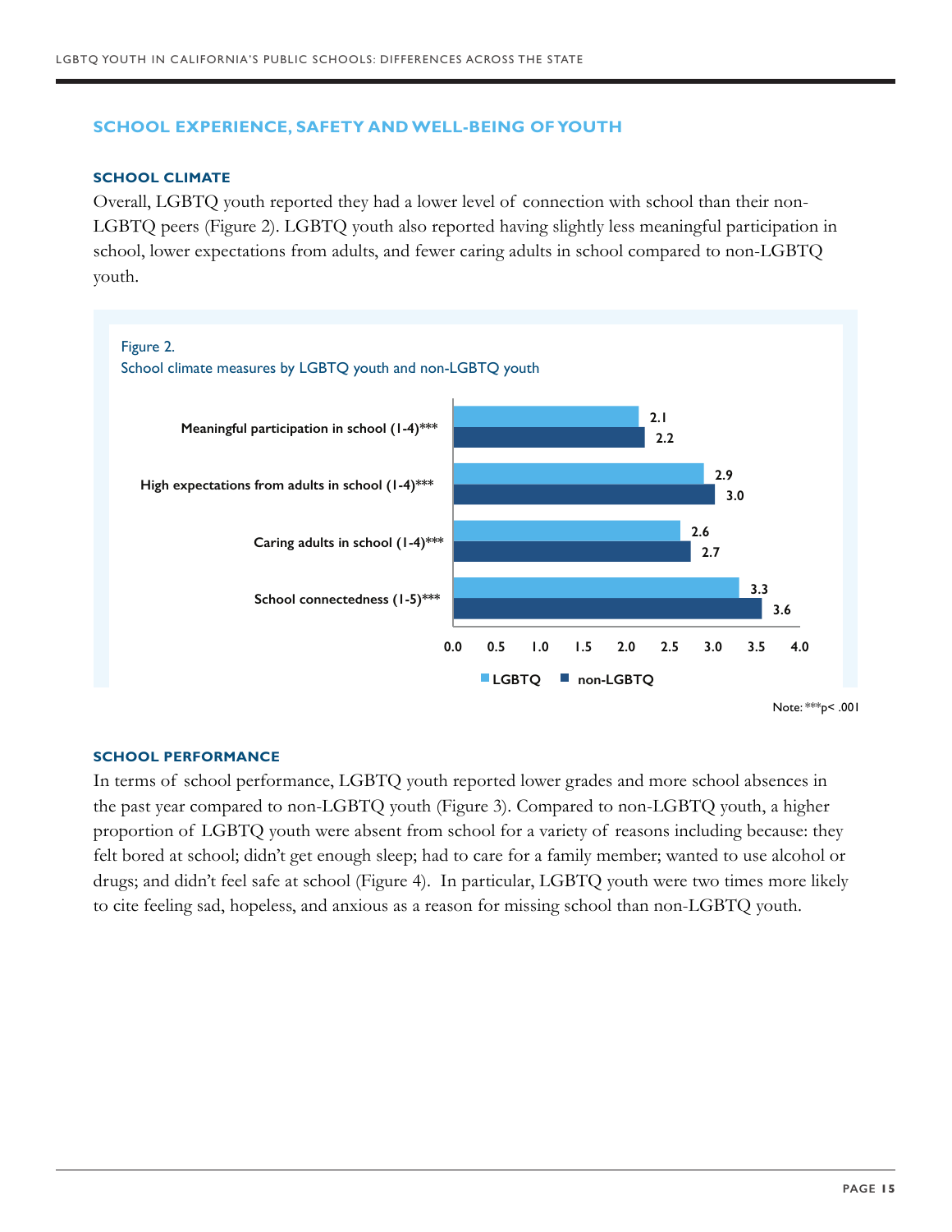## SCHOOL EXPERIENCE, SAFETY AND WELL-BEING OF YOUTH

### SCHOOL CLIMATE

Overall, LGBTQ youth reported they had a lower level of connection with school than their non-LGBTQ peers (Figure 2). LGBTQ youth also reported having slightly less meaningful participation in school, lower expectations from adults, and fewer caring adults in school compared to non-LGBTQ youth.

Figure 2.
School climate measures by LGBTQ youth and non-LGBTQ youth

| Measure | LGBTQ | non-LGBTQ |
|---|---|---|
| Meaningful participation in school (1-4)*** | 2.1 | 2.2 |
| High expectations from adults in school (1-4)*** | 2.9 | 3.0 |
| Caring adults in school (1-4)*** | 2.6 | 2.7 |
| School connectedness (1-5)*** | 3.3 | 3.6 |

Note: ***$p < .001$

### SCHOOL PERFORMANCE

In terms of school performance, LGBTQ youth reported lower grades and more school absences in the past year compared to non-LGBTQ youth (Figure 3). Compared to non-LGBTQ youth, a higher proportion of LGBTQ youth were absent from school for a variety of reasons including because: they felt bored at school; didn't get enough sleep; had to care for a family member; wanted to use alcohol or drugs; and didn't feel safe at school (Figure 4). In particular, LGBTQ youth were two times more likely to cite feeling sad, hopeless, and anxious as a reason for missing school than non-LGBTQ youth.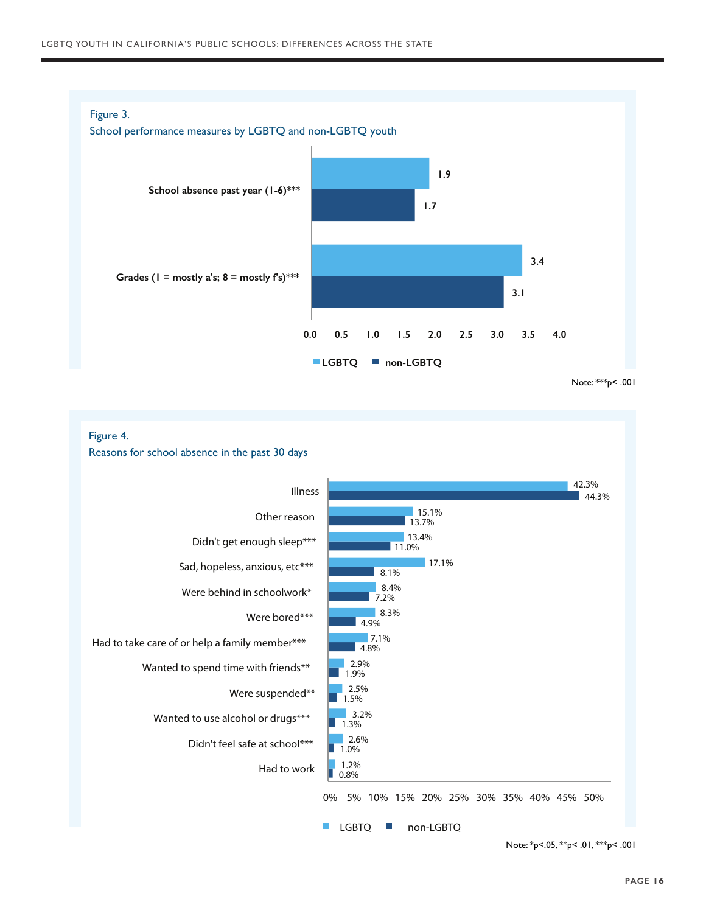Figure 3.
School performance measures by LGBTQ and non-LGBTQ youth

| Measure | LGBTQ | non-LGBTQ |
|---|---|---|
| School absence past year (1-6)*** | 1.9 | 1.7 |
| Grades (1 = mostly a's; 8 = mostly f's)*** | 3.4 | 3.1 |

Note: ***p< .001

Figure 4.
Reasons for school absence in the past 30 days

| Reason | LGBTQ | non-LGBTQ |
|---|---|---|
| Illness | 42.3% | 44.3% |
| Other reason | 15.1% | 13.7% |
| Didn't get enough sleep*** | 13.4% | 11.0% |
| Sad, hopeless, anxious, etc*** | 17.1% | 8.1% |
| Were behind in schoolwork* | 8.4% | 7.2% |
| Were bored*** | 8.3% | 4.9% |
| Had to take care of or help a family member*** | 7.1% | 4.8% |
| Wanted to spend time with friends** | 2.9% | 1.9% |
| Were suspended** | 2.5% | 1.5% |
| Wanted to use alcohol or drugs*** | 3.2% | 1.3% |
| Didn't feel safe at school*** | 2.6% | 1.0% |
| Had to work | 1.2% | 0.8% |

Note: *p<.05, **p< .01, ***p< .001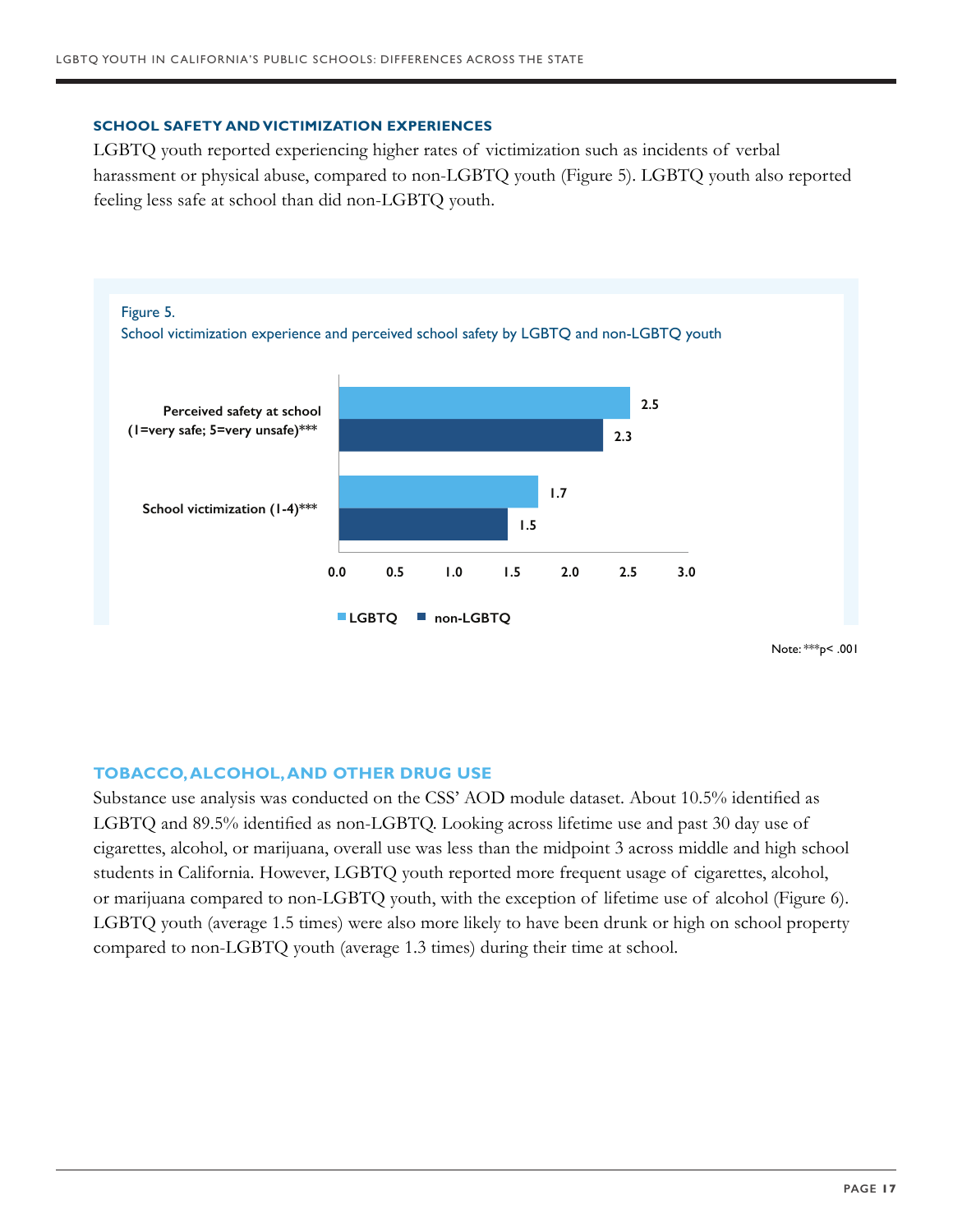### SCHOOL SAFETY AND VICTIMIZATION EXPERIENCES

LGBTQ youth reported experiencing higher rates of victimization such as incidents of verbal harassment or physical abuse, compared to non-LGBTQ youth (Figure 5). LGBTQ youth also reported feeling less safe at school than did non-LGBTQ youth.

Figure 5.
School victimization experience and perceived school safety by LGBTQ and non-LGBTQ youth

| | LGBTQ | non-LGBTQ |
|---|---|---|
| Perceived safety at school (1=very safe; 5=very unsafe)*** | 2.5 | 2.3 |
| School victimization (1-4)*** | 1.7 | 1.5 |

Note: ***$p < .001$

### TOBACCO, ALCOHOL, AND OTHER DRUG USE

Substance use analysis was conducted on the CSS' AOD module dataset. About 10.5% identified as LGBTQ and 89.5% identified as non-LGBTQ. Looking across lifetime use and past 30 day use of cigarettes, alcohol, or marijuana, overall use was less than the midpoint 3 across middle and high school students in California. However, LGBTQ youth reported more frequent usage of cigarettes, alcohol, or marijuana compared to non-LGBTQ youth, with the exception of lifetime use of alcohol (Figure 6). LGBTQ youth (average 1.5 times) were also more likely to have been drunk or high on school property compared to non-LGBTQ youth (average 1.3 times) during their time at school.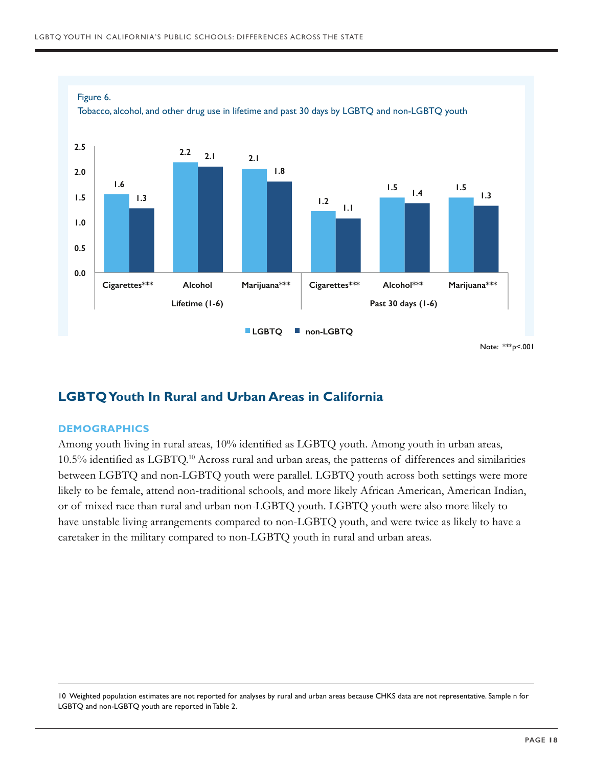Figure 6.
Tobacco, alcohol, and other drug use in lifetime and past 30 days by LGBTQ and non-LGBTQ youth

| | Lifetime (1-6) | | | Past 30 days (1-6) | | |
|---|---|---|---|---|---|---|
| | Cigarettes*** | Alcohol | Marijuana*** | Cigarettes*** | Alcohol*** | Marijuana*** |
| LGBTQ | 1.6 | 2.2 | 2.1 | 1.2 | 1.5 | 1.5 |
| non-LGBTQ | 1.3 | 2.1 | 1.8 | 1.1 | 1.4 | 1.3 |

Note: ***p<.001

## LGBTQ Youth In Rural and Urban Areas in California

### DEMOGRAPHICS

Among youth living in rural areas, 10% identified as LGBTQ youth. Among youth in urban areas, 10.5% identified as LGBTQ.[10] Across rural and urban areas, the patterns of differences and similarities between LGBTQ and non-LGBTQ youth were parallel. LGBTQ youth across both settings were more likely to be female, attend non-traditional schools, and more likely African American, American Indian, or of mixed race than rural and urban non-LGBTQ youth. LGBTQ youth were also more likely to have unstable living arrangements compared to non-LGBTQ youth, and were twice as likely to have a caretaker in the military compared to non-LGBTQ youth in rural and urban areas.

10 Weighted population estimates are not reported for analyses by rural and urban areas because CHKS data are not representative. Sample n for LGBTQ and non-LGBTQ youth are reported in Table 2.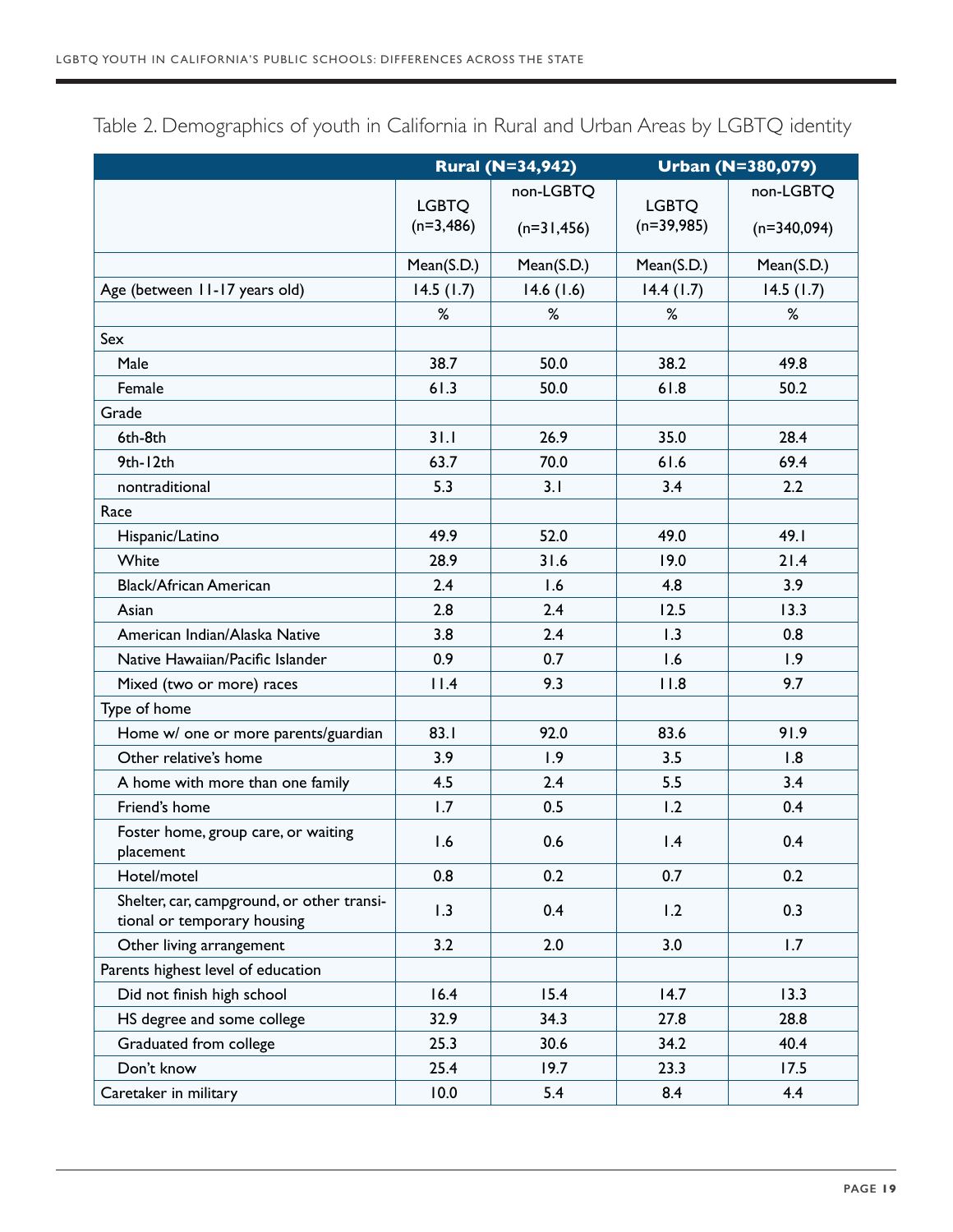Table 2. Demographics of youth in California in Rural and Urban Areas by LGBTQ identity

| | Rural (N=34,942) | | Urban (N=380,079) | |
|---|---|---|---|---|
| | LGBTQ (n=3,486) | non-LGBTQ (n=31,456) | LGBTQ (n=39,985) | non-LGBTQ (n=340,094) |
| | Mean(S.D.) | Mean(S.D.) | Mean(S.D.) | Mean(S.D.) |
| Age (between 11-17 years old) | 14.5 (1.7) | 14.6 (1.6) | 14.4 (1.7) | 14.5 (1.7) |
| | % | % | % | % |
| Sex | | | | |
| Male | 38.7 | 50.0 | 38.2 | 49.8 |
| Female | 61.3 | 50.0 | 61.8 | 50.2 |
| Grade | | | | |
| 6th-8th | 31.1 | 26.9 | 35.0 | 28.4 |
| 9th-12th | 63.7 | 70.0 | 61.6 | 69.4 |
| nontraditional | 5.3 | 3.1 | 3.4 | 2.2 |
| Race | | | | |
| Hispanic/Latino | 49.9 | 52.0 | 49.0 | 49.1 |
| White | 28.9 | 31.6 | 19.0 | 21.4 |
| Black/African American | 2.4 | 1.6 | 4.8 | 3.9 |
| Asian | 2.8 | 2.4 | 12.5 | 13.3 |
| American Indian/Alaska Native | 3.8 | 2.4 | 1.3 | 0.8 |
| Native Hawaiian/Pacific Islander | 0.9 | 0.7 | 1.6 | 1.9 |
| Mixed (two or more) races | 11.4 | 9.3 | 11.8 | 9.7 |
| Type of home | | | | |
| Home w/ one or more parents/guardian | 83.1 | 92.0 | 83.6 | 91.9 |
| Other relative's home | 3.9 | 1.9 | 3.5 | 1.8 |
| A home with more than one family | 4.5 | 2.4 | 5.5 | 3.4 |
| Friend's home | 1.7 | 0.5 | 1.2 | 0.4 |
| Foster home, group care, or waiting placement | 1.6 | 0.6 | 1.4 | 0.4 |
| Hotel/motel | 0.8 | 0.2 | 0.7 | 0.2 |
| Shelter, car, campground, or other transitional or temporary housing | 1.3 | 0.4 | 1.2 | 0.3 |
| Other living arrangement | 3.2 | 2.0 | 3.0 | 1.7 |
| Parents highest level of education | | | | |
| Did not finish high school | 16.4 | 15.4 | 14.7 | 13.3 |
| HS degree and some college | 32.9 | 34.3 | 27.8 | 28.8 |
| Graduated from college | 25.3 | 30.6 | 34.2 | 40.4 |
| Don't know | 25.4 | 19.7 | 23.3 | 17.5 |
| Caretaker in military | 10.0 | 5.4 | 8.4 | 4.4 |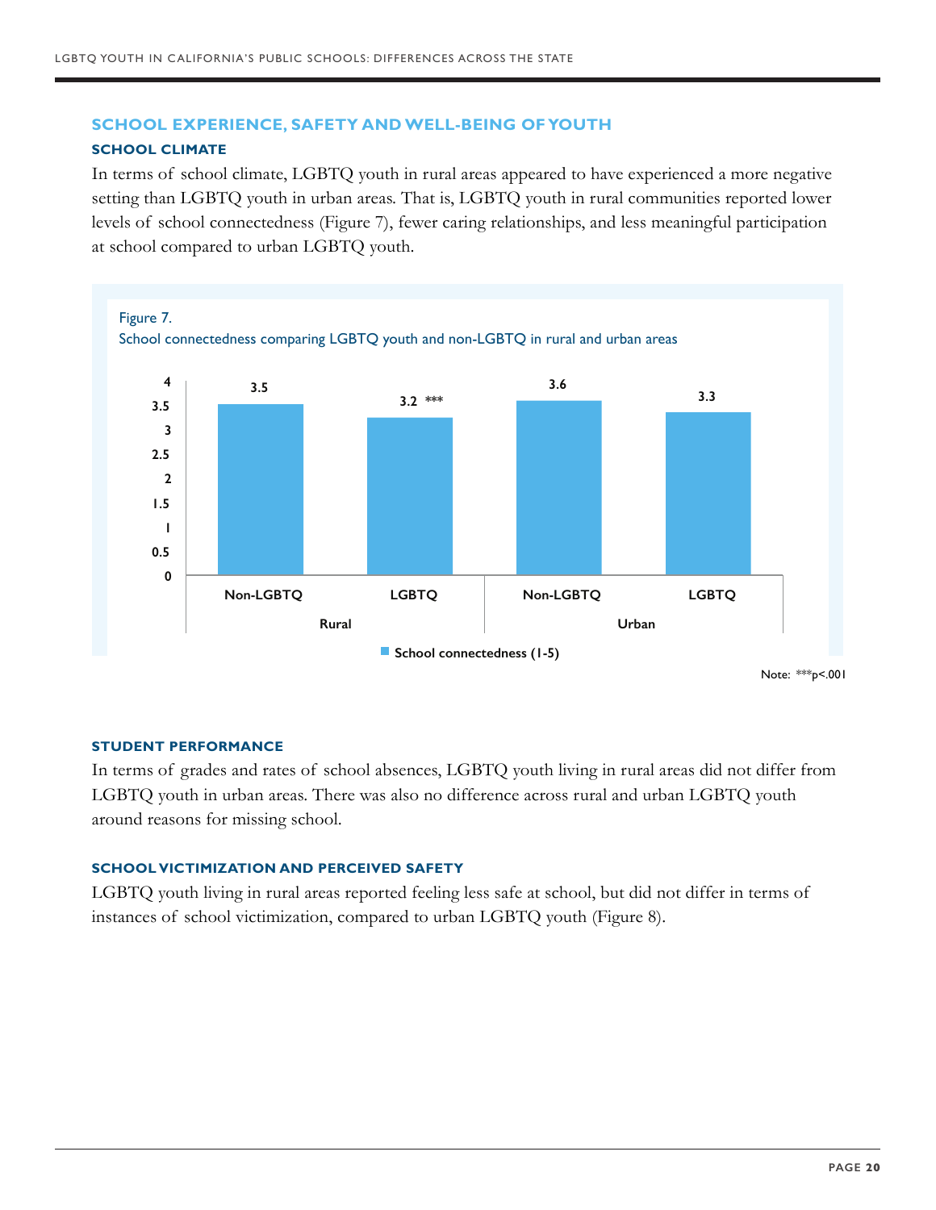## SCHOOL EXPERIENCE, SAFETY AND WELL-BEING OF YOUTH

### SCHOOL CLIMATE

In terms of school climate, LGBTQ youth in rural areas appeared to have experienced a more negative setting than LGBTQ youth in urban areas. That is, LGBTQ youth in rural communities reported lower levels of school connectedness (Figure 7), fewer caring relationships, and less meaningful participation at school compared to urban LGBTQ youth.

Figure 7.
School connectedness comparing LGBTQ youth and non-LGBTQ in rural and urban areas

| | Rural | | Urban | |
|---|---|---|---|---|
| | Non-LGBTQ | LGBTQ | Non-LGBTQ | LGBTQ |
| School connectedness (1-5) | 3.5 | 3.2 *** | 3.6 | 3.3 |

Note: ***p<.001

### STUDENT PERFORMANCE

In terms of grades and rates of school absences, LGBTQ youth living in rural areas did not differ from LGBTQ youth in urban areas. There was also no difference across rural and urban LGBTQ youth around reasons for missing school.

### SCHOOL VICTIMIZATION AND PERCEIVED SAFETY

LGBTQ youth living in rural areas reported feeling less safe at school, but did not differ in terms of instances of school victimization, compared to urban LGBTQ youth (Figure 8).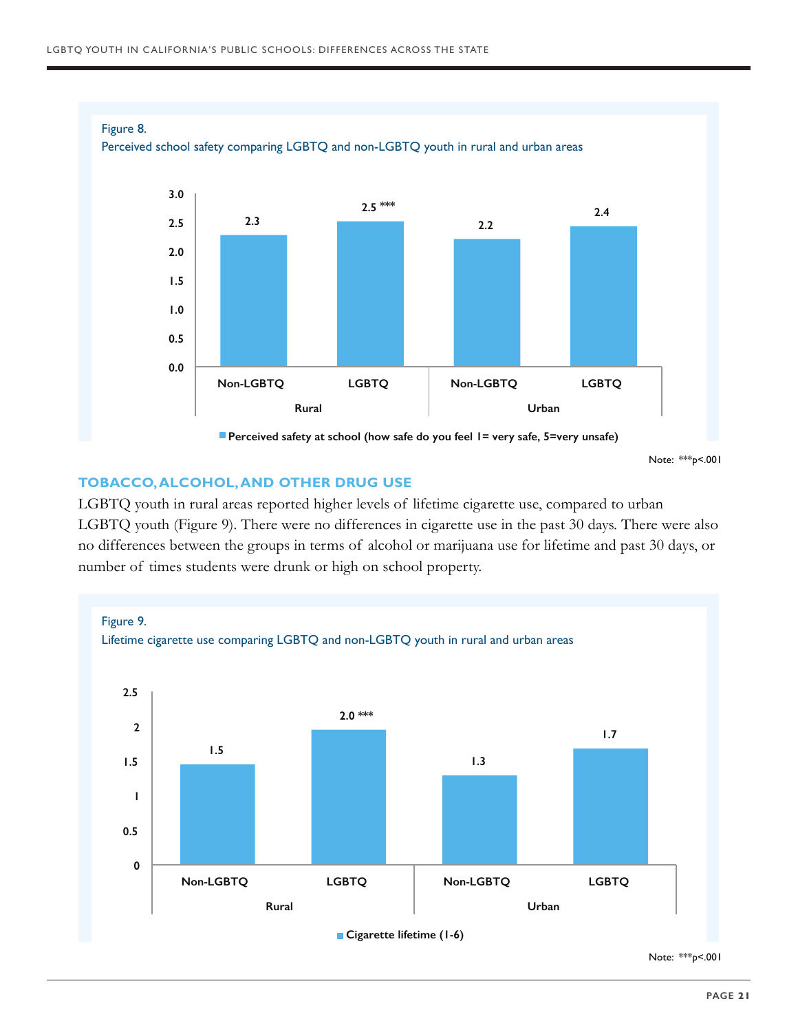Figure 8.
Perceived school safety comparing LGBTQ and non-LGBTQ youth in rural and urban areas

| | Rural | | Urban | |
|---|---|---|---|---|
| | Non-LGBTQ | LGBTQ | Non-LGBTQ | LGBTQ |
| Perceived safety at school (how safe do you feel 1= very safe, 5=very unsafe) | 2.3 | 2.5 *** | 2.2 | 2.4 |

Note: ***p<.001

## TOBACCO, ALCOHOL, AND OTHER DRUG USE

LGBTQ youth in rural areas reported higher levels of lifetime cigarette use, compared to urban LGBTQ youth (Figure 9). There were no differences in cigarette use in the past 30 days. There were also no differences between the groups in terms of alcohol or marijuana use for lifetime and past 30 days, or number of times students were drunk or high on school property.

Figure 9.
Lifetime cigarette use comparing LGBTQ and non-LGBTQ youth in rural and urban areas

| | Rural | | Urban | |
|---|---|---|---|---|
| | Non-LGBTQ | LGBTQ | Non-LGBTQ | LGBTQ |
| Cigarette lifetime (1-6) | 1.5 | 2.0 *** | 1.3 | 1.7 |

Note: ***p<.001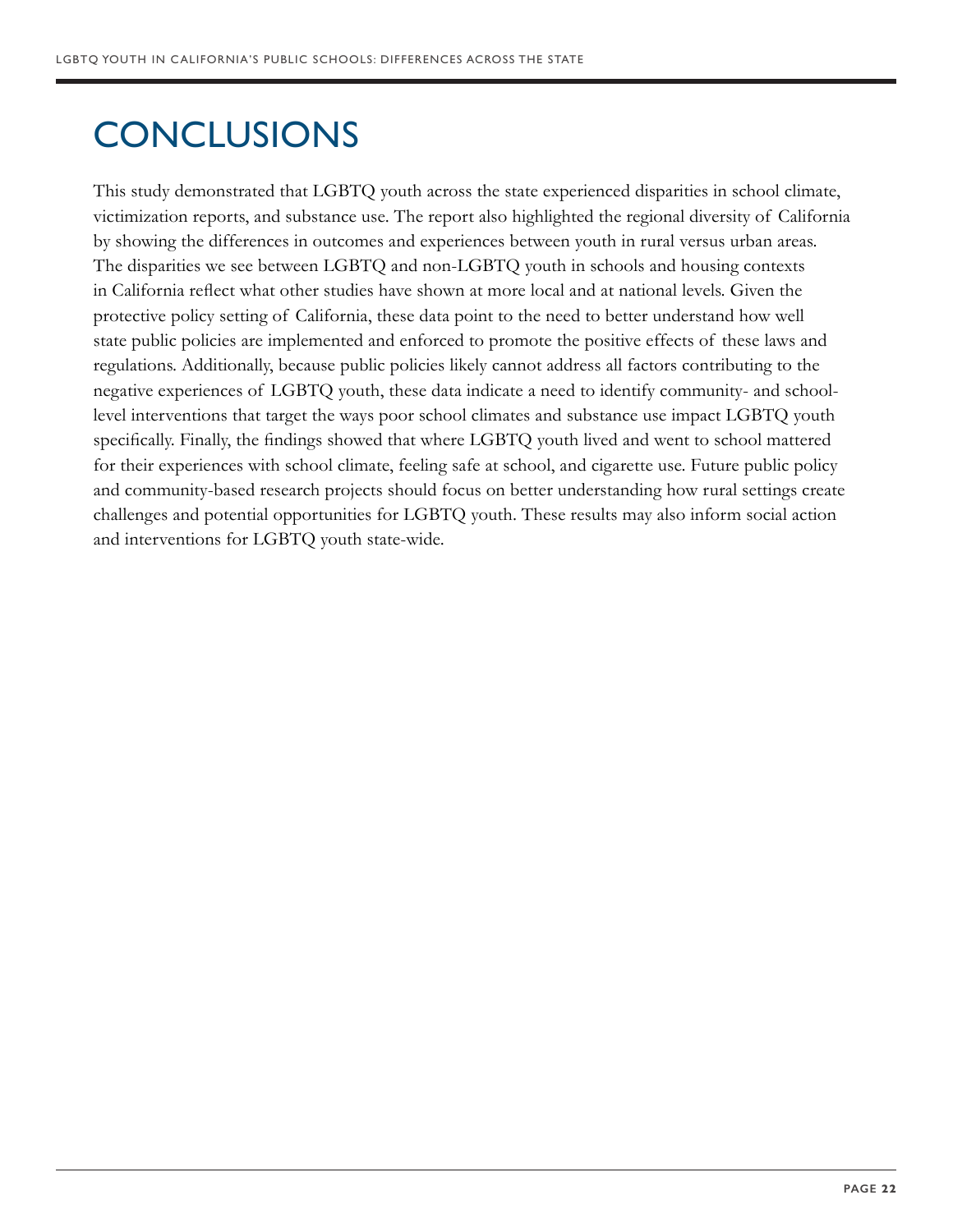# CONCLUSIONS

This study demonstrated that LGBTQ youth across the state experienced disparities in school climate, victimization reports, and substance use. The report also highlighted the regional diversity of California by showing the differences in outcomes and experiences between youth in rural versus urban areas. The disparities we see between LGBTQ and non-LGBTQ youth in schools and housing contexts in California reflect what other studies have shown at more local and at national levels. Given the protective policy setting of California, these data point to the need to better understand how well state public policies are implemented and enforced to promote the positive effects of these laws and regulations. Additionally, because public policies likely cannot address all factors contributing to the negative experiences of LGBTQ youth, these data indicate a need to identify community- and school-level interventions that target the ways poor school climates and substance use impact LGBTQ youth specifically. Finally, the findings showed that where LGBTQ youth lived and went to school mattered for their experiences with school climate, feeling safe at school, and cigarette use. Future public policy and community-based research projects should focus on better understanding how rural settings create challenges and potential opportunities for LGBTQ youth. These results may also inform social action and interventions for LGBTQ youth state-wide.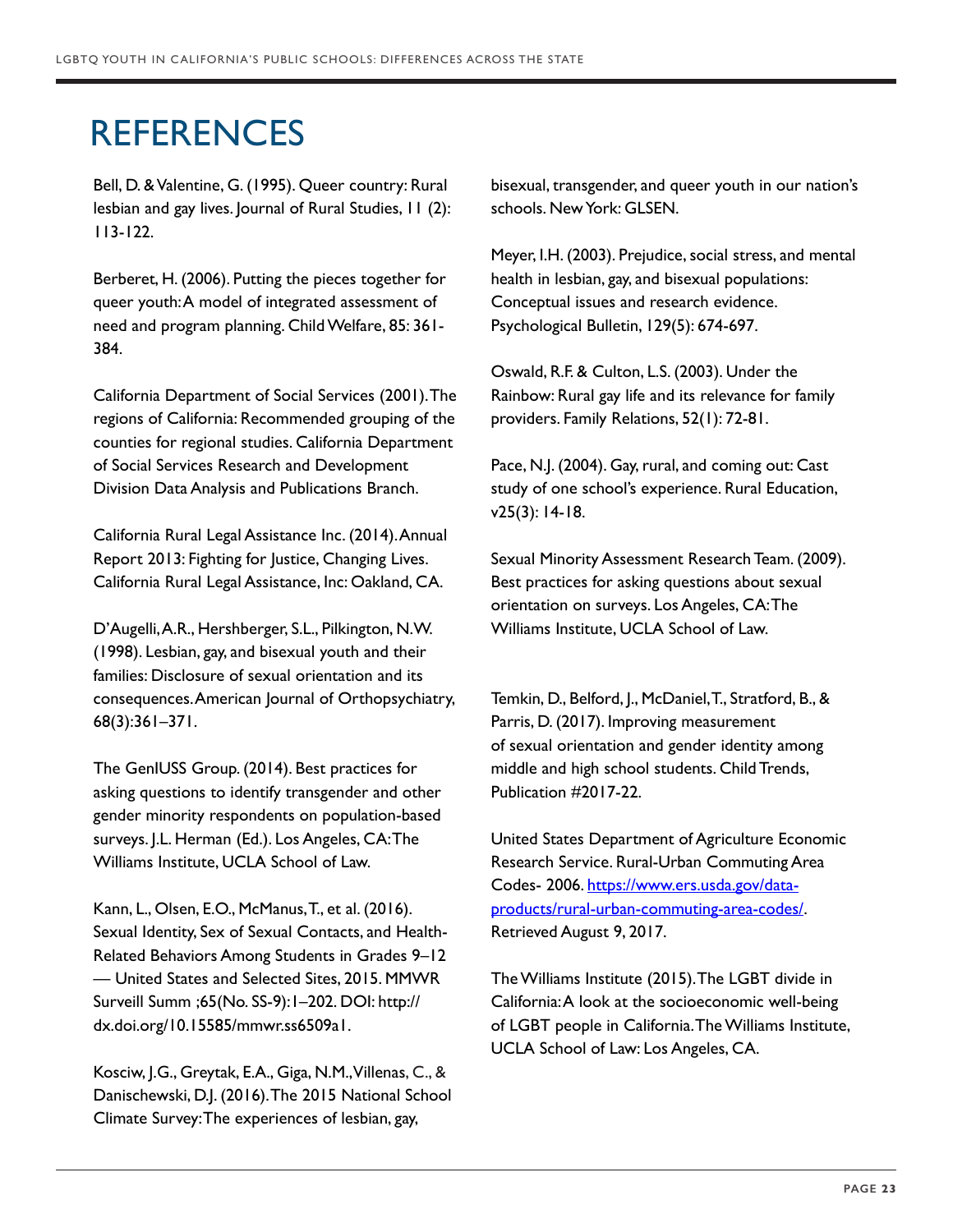# REFERENCES

Bell, D. & Valentine, G. (1995). Queer country: Rural lesbian and gay lives. Journal of Rural Studies, 11 (2): 113-122.

Berberet, H. (2006). Putting the pieces together for queer youth: A model of integrated assessment of need and program planning. Child Welfare, 85: 361-384.

California Department of Social Services (2001). The regions of California: Recommended grouping of the counties for regional studies. California Department of Social Services Research and Development Division Data Analysis and Publications Branch.

California Rural Legal Assistance Inc. (2014). Annual Report 2013: Fighting for Justice, Changing Lives. California Rural Legal Assistance, Inc: Oakland, CA.

D'Augelli, A.R., Hershberger, S.L., Pilkington, N.W. (1998). Lesbian, gay, and bisexual youth and their families: Disclosure of sexual orientation and its consequences. American Journal of Orthopsychiatry, 68(3):361–371.

The GenIUSS Group. (2014). Best practices for asking questions to identify transgender and other gender minority respondents on population-based surveys. J.L. Herman (Ed.). Los Angeles, CA: The Williams Institute, UCLA School of Law.

Kann, L., Olsen, E.O., McManus, T., et al. (2016). Sexual Identity, Sex of Sexual Contacts, and Health-Related Behaviors Among Students in Grades 9–12 — United States and Selected Sites, 2015. MMWR Surveill Summ ;65(No. SS-9):1–202. DOI: http://dx.doi.org/10.15585/mmwr.ss6509a1.

Kosciw, J.G., Greytak, E.A., Giga, N.M., Villenas, C., & Danischewski, D.J. (2016). The 2015 National School Climate Survey: The experiences of lesbian, gay, bisexual, transgender, and queer youth in our nation's schools. New York: GLSEN.

Meyer, I.H. (2003). Prejudice, social stress, and mental health in lesbian, gay, and bisexual populations: Conceptual issues and research evidence. Psychological Bulletin, 129(5): 674-697.

Oswald, R.F. & Culton, L.S. (2003). Under the Rainbow: Rural gay life and its relevance for family providers. Family Relations, 52(1): 72-81.

Pace, N.J. (2004). Gay, rural, and coming out: Cast study of one school's experience. Rural Education, v25(3): 14-18.

Sexual Minority Assessment Research Team. (2009). Best practices for asking questions about sexual orientation on surveys. Los Angeles, CA: The Williams Institute, UCLA School of Law.

Temkin, D., Belford, J., McDaniel, T., Stratford, B., & Parris, D. (2017). Improving measurement of sexual orientation and gender identity among middle and high school students. Child Trends, Publication #2017-22.

United States Department of Agriculture Economic Research Service. Rural-Urban Commuting Area Codes- 2006. [https://www.ers.usda.gov/data-products/rural-urban-commuting-area-codes/](https://www.ers.usda.gov/data-products/rural-urban-commuting-area-codes/). Retrieved August 9, 2017.

The Williams Institute (2015). The LGBT divide in California: A look at the socioeconomic well-being of LGBT people in California. The Williams Institute, UCLA School of Law: Los Angeles, CA.